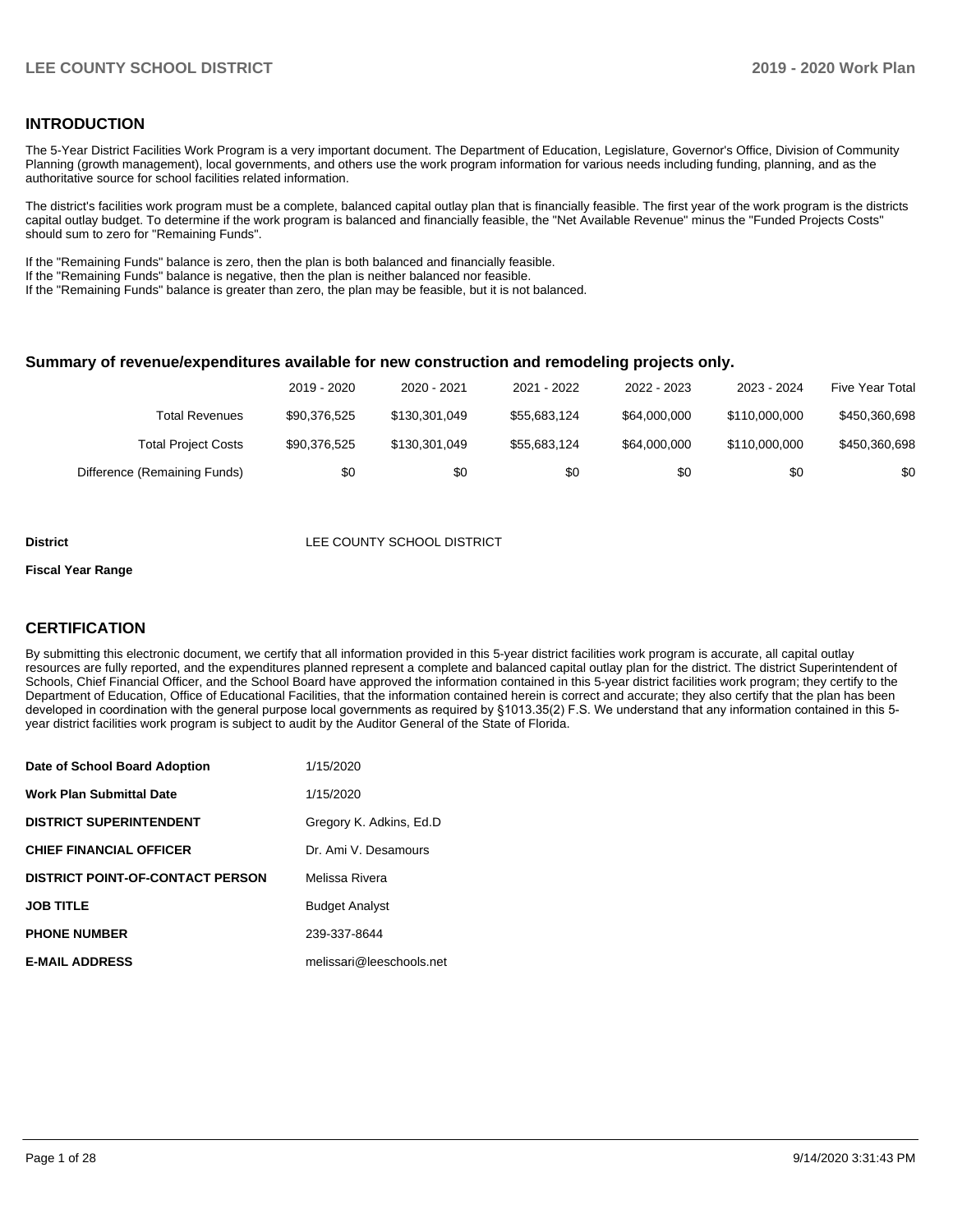## INTRODUCTION

The 5-Year District Facilities Work Program is a very important document. The Department of Education, Legislature, Governor's Office, Division of Community Planning (growth management), local governments, and others use the work program information for various needs including funding, planning, and as the authoritative source for school facilities related information.

The district's facilities work program must be a complete, balanced capital outlay plan that is financially feasible. The first year of the work program is the districts capital outlay budget. To determine if the work program is balanced and financially feasible, the "Net Available Revenue" minus the "Funded Projects Costs" should sum to zero for "Remaining Funds".

If the "Remaining Funds" balance is zero, then the plan is both balanced and financially feasible.
If the "Remaining Funds" balance is negative, then the plan is neither balanced nor feasible.
If the "Remaining Funds" balance is greater than zero, the plan may be feasible, but it is not balanced.

### Summary of revenue/expenditures available for new construction and remodeling projects only.

| | 2019 - 2020 | 2020 - 2021 | 2021 - 2022 | 2022 - 2023 | 2023 - 2024 | Five Year Total |
|---|---|---|---|---|---|---|
| Total Revenues | $90,376,525 | $130,301,049 | $55,683,124 | $64,000,000 | $110,000,000 | $450,360,698 |
| Total Project Costs | $90,376,525 | $130,301,049 | $55,683,124 | $64,000,000 | $110,000,000 | $450,360,698 |
| Difference (Remaining Funds) | $0 | $0 | $0 | $0 | $0 | $0 |

**District** LEE COUNTY SCHOOL DISTRICT

**Fiscal Year Range**

## CERTIFICATION

By submitting this electronic document, we certify that all information provided in this 5-year district facilities work program is accurate, all capital outlay resources are fully reported, and the expenditures planned represent a complete and balanced capital outlay plan for the district. The district Superintendent of Schools, Chief Financial Officer, and the School Board have approved the information contained in this 5-year district facilities work program; they certify to the Department of Education, Office of Educational Facilities, that the information contained herein is correct and accurate; they also certify that the plan has been developed in coordination with the general purpose local governments as required by §1013.35(2) F.S. We understand that any information contained in this 5-year district facilities work program is subject to audit by the Auditor General of the State of Florida.

| | |
|---|---|
| **Date of School Board Adoption** | 1/15/2020 |
| **Work Plan Submittal Date** | 1/15/2020 |
| **DISTRICT SUPERINTENDENT** | Gregory K. Adkins, Ed.D |
| **CHIEF FINANCIAL OFFICER** | Dr. Ami V. Desamours |
| **DISTRICT POINT-OF-CONTACT PERSON** | Melissa Rivera |
| **JOB TITLE** | Budget Analyst |
| **PHONE NUMBER** | 239-337-8644 |
| **E-MAIL ADDRESS** | melissari@leeschools.net |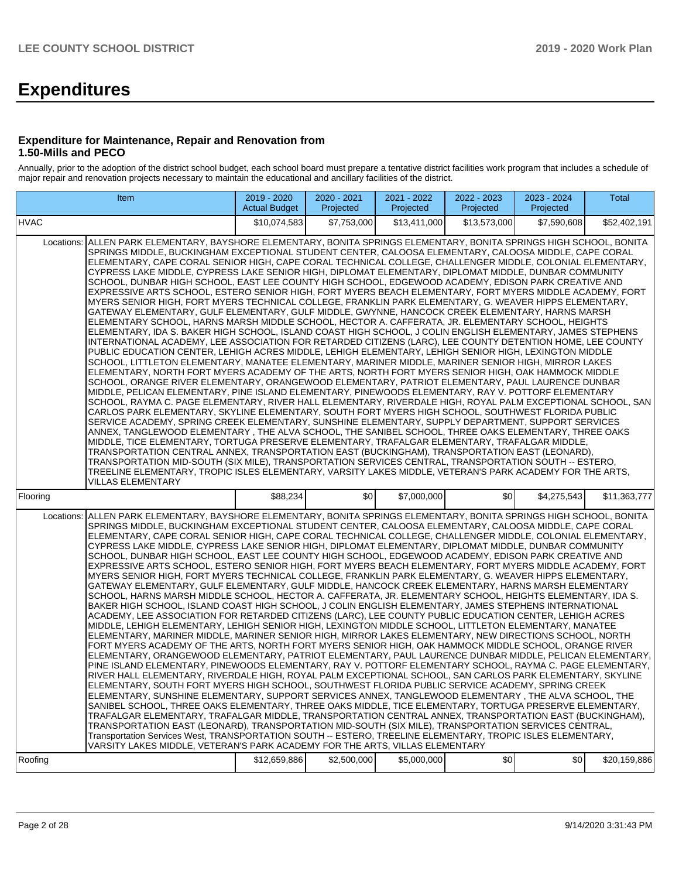# Expenditures

### Expenditure for Maintenance, Repair and Renovation from 1.50-Mills and PECO

Annually, prior to the adoption of the district school budget, each school board must prepare a tentative district facilities work program that includes a schedule of major repair and renovation projects necessary to maintain the educational and ancillary facilities of the district.

| Item | | 2019 - 2020 Actual Budget | 2020 - 2021 Projected | 2021 - 2022 Projected | 2022 - 2023 Projected | 2023 - 2024 Projected | Total |
|---|---|---|---|---|---|---|---|
| HVAC | | $10,074,583 | $7,753,000 | $13,411,000 | $13,573,000 | $7,590,608 | $52,402,191 |
| Locations: | ALLEN PARK ELEMENTARY, BAYSHORE ELEMENTARY, BONITA SPRINGS ELEMENTARY, BONITA SPRINGS HIGH SCHOOL, BONITA SPRINGS MIDDLE, BUCKINGHAM EXCEPTIONAL STUDENT CENTER, CALOOSA ELEMENTARY, CALOOSA MIDDLE, CAPE CORAL ELEMENTARY, CAPE CORAL SENIOR HIGH, CAPE CORAL TECHNICAL COLLEGE, CHALLENGER MIDDLE, COLONIAL ELEMENTARY, CYPRESS LAKE MIDDLE, CYPRESS LAKE SENIOR HIGH, DIPLOMAT ELEMENTARY, DIPLOMAT MIDDLE, DUNBAR COMMUNITY SCHOOL, DUNBAR HIGH SCHOOL, EAST LEE COUNTY HIGH SCHOOL, EDGEWOOD ACADEMY, EDISON PARK CREATIVE AND EXPRESSIVE ARTS SCHOOL, ESTERO SENIOR HIGH, FORT MYERS BEACH ELEMENTARY, FORT MYERS MIDDLE ACADEMY, FORT MYERS SENIOR HIGH, FORT MYERS TECHNICAL COLLEGE, FRANKLIN PARK ELEMENTARY, G. WEAVER HIPPS ELEMENTARY, GATEWAY ELEMENTARY, GULF ELEMENTARY, GULF MIDDLE, GWYNNE, HANCOCK CREEK ELEMENTARY, HARNS MARSH ELEMENTARY SCHOOL, HARNS MARSH MIDDLE SCHOOL, HECTOR A. CAFFERATA, JR. ELEMENTARY SCHOOL, HEIGHTS ELEMENTARY, IDA S. BAKER HIGH SCHOOL, ISLAND COAST HIGH SCHOOL, J COLIN ENGLISH ELEMENTARY, JAMES STEPHENS INTERNATIONAL ACADEMY, LEE ASSOCIATION FOR RETARDED CITIZENS (LARC), LEE COUNTY DETENTION HOME, LEE COUNTY PUBLIC EDUCATION CENTER, LEHIGH ACRES MIDDLE, LEHIGH ELEMENTARY, LEHIGH SENIOR HIGH, LEXINGTON MIDDLE SCHOOL, LITTLETON ELEMENTARY, MANATEE ELEMENTARY, MARINER MIDDLE, MARINER SENIOR HIGH, MIRROR LAKES ELEMENTARY, NORTH FORT MYERS ACADEMY OF THE ARTS, NORTH FORT MYERS SENIOR HIGH, OAK HAMMOCK MIDDLE SCHOOL, ORANGE RIVER ELEMENTARY, ORANGEWOOD ELEMENTARY, PATRIOT ELEMENTARY, PAUL LAURENCE DUNBAR MIDDLE, PELICAN ELEMENTARY, PINE ISLAND ELEMENTARY, PINEWOODS ELEMENTARY, RAY V. POTTORF ELEMENTARY SCHOOL, RAYMA C. PAGE ELEMENTARY, RIVER HALL ELEMENTARY, RIVERDALE HIGH, ROYAL PALM EXCEPTIONAL SCHOOL, SAN CARLOS PARK ELEMENTARY, SKYLINE ELEMENTARY, SOUTH FORT MYERS HIGH SCHOOL, SOUTHWEST FLORIDA PUBLIC SERVICE ACADEMY, SPRING CREEK ELEMENTARY, SUNSHINE ELEMENTARY, SUPPLY DEPARTMENT, SUPPORT SERVICES ANNEX, TANGLEWOOD ELEMENTARY , THE ALVA SCHOOL, THE SANIBEL SCHOOL, THREE OAKS ELEMENTARY, THREE OAKS MIDDLE, TICE ELEMENTARY, TORTUGA PRESERVE ELEMENTARY, TRAFALGAR ELEMENTARY, TRAFALGAR MIDDLE, TRANSPORTATION CENTRAL ANNEX, TRANSPORTATION EAST (BUCKINGHAM), TRANSPORTATION EAST (LEONARD), TRANSPORTATION MID-SOUTH (SIX MILE), TRANSPORTATION SERVICES CENTRAL, TRANSPORTATION SOUTH -- ESTERO, TREELINE ELEMENTARY, TROPIC ISLES ELEMENTARY, VARSITY LAKES MIDDLE, VETERAN'S PARK ACADEMY FOR THE ARTS, VILLAS ELEMENTARY | | | | | | |
| Flooring | | $88,234 | $0 | $7,000,000 | $0 | $4,275,543 | $11,363,777 |
| Locations: | ALLEN PARK ELEMENTARY, BAYSHORE ELEMENTARY, BONITA SPRINGS ELEMENTARY, BONITA SPRINGS HIGH SCHOOL, BONITA SPRINGS MIDDLE, BUCKINGHAM EXCEPTIONAL STUDENT CENTER, CALOOSA ELEMENTARY, CALOOSA MIDDLE, CAPE CORAL ELEMENTARY, CAPE CORAL SENIOR HIGH, CAPE CORAL TECHNICAL COLLEGE, CHALLENGER MIDDLE, COLONIAL ELEMENTARY, CYPRESS LAKE MIDDLE, CYPRESS LAKE SENIOR HIGH, DIPLOMAT ELEMENTARY, DIPLOMAT MIDDLE, DUNBAR COMMUNITY SCHOOL, DUNBAR HIGH SCHOOL, EAST LEE COUNTY HIGH SCHOOL, EDGEWOOD ACADEMY, EDISON PARK CREATIVE AND EXPRESSIVE ARTS SCHOOL, ESTERO SENIOR HIGH, FORT MYERS BEACH ELEMENTARY, FORT MYERS MIDDLE ACADEMY, FORT MYERS SENIOR HIGH, FORT MYERS TECHNICAL COLLEGE, FRANKLIN PARK ELEMENTARY, G. WEAVER HIPPS ELEMENTARY, GATEWAY ELEMENTARY, GULF ELEMENTARY, GULF MIDDLE, HANCOCK CREEK ELEMENTARY, HARNS MARSH ELEMENTARY SCHOOL, HARNS MARSH MIDDLE SCHOOL, HECTOR A. CAFFERATA, JR. ELEMENTARY SCHOOL, HEIGHTS ELEMENTARY, IDA S. BAKER HIGH SCHOOL, ISLAND COAST HIGH SCHOOL, J COLIN ENGLISH ELEMENTARY, JAMES STEPHENS INTERNATIONAL ACADEMY, LEE ASSOCIATION FOR RETARDED CITIZENS (LARC), LEE COUNTY PUBLIC EDUCATION CENTER, LEHIGH ACRES MIDDLE, LEHIGH ELEMENTARY, LEHIGH SENIOR HIGH, LEXINGTON MIDDLE SCHOOL, LITTLETON ELEMENTARY, MANATEE ELEMENTARY, MARINER MIDDLE, MARINER SENIOR HIGH, MIRROR LAKES ELEMENTARY, NEW DIRECTIONS SCHOOL, NORTH FORT MYERS ACADEMY OF THE ARTS, NORTH FORT MYERS SENIOR HIGH, OAK HAMMOCK MIDDLE SCHOOL, ORANGE RIVER ELEMENTARY, ORANGEWOOD ELEMENTARY, PATRIOT ELEMENTARY, PAUL LAURENCE DUNBAR MIDDLE, PELICAN ELEMENTARY, PINE ISLAND ELEMENTARY, PINEWOODS ELEMENTARY, RAY V. POTTORF ELEMENTARY SCHOOL, RAYMA C. PAGE ELEMENTARY, RIVER HALL ELEMENTARY, RIVERDALE HIGH, ROYAL PALM EXCEPTIONAL SCHOOL, SAN CARLOS PARK ELEMENTARY, SKYLINE ELEMENTARY, SOUTH FORT MYERS HIGH SCHOOL, SOUTHWEST FLORIDA PUBLIC SERVICE ACADEMY, SPRING CREEK ELEMENTARY, SUNSHINE ELEMENTARY, SUPPORT SERVICES ANNEX, TANGLEWOOD ELEMENTARY , THE ALVA SCHOOL, THE SANIBEL SCHOOL, THREE OAKS ELEMENTARY, THREE OAKS MIDDLE, TICE ELEMENTARY, TORTUGA PRESERVE ELEMENTARY, TRAFALGAR ELEMENTARY, TRAFALGAR MIDDLE, TRANSPORTATION CENTRAL ANNEX, TRANSPORTATION EAST (BUCKINGHAM), TRANSPORTATION EAST (LEONARD), TRANSPORTATION MID-SOUTH (SIX MILE), TRANSPORTATION SERVICES CENTRAL, Transportation Services West, TRANSPORTATION SOUTH -- ESTERO, TREELINE ELEMENTARY, TROPIC ISLES ELEMENTARY, VARSITY LAKES MIDDLE, VETERAN'S PARK ACADEMY FOR THE ARTS, VILLAS ELEMENTARY | | | | | | |
| Roofing | | $12,659,886 | $2,500,000 | $5,000,000 | $0 | $0 | $20,159,886 |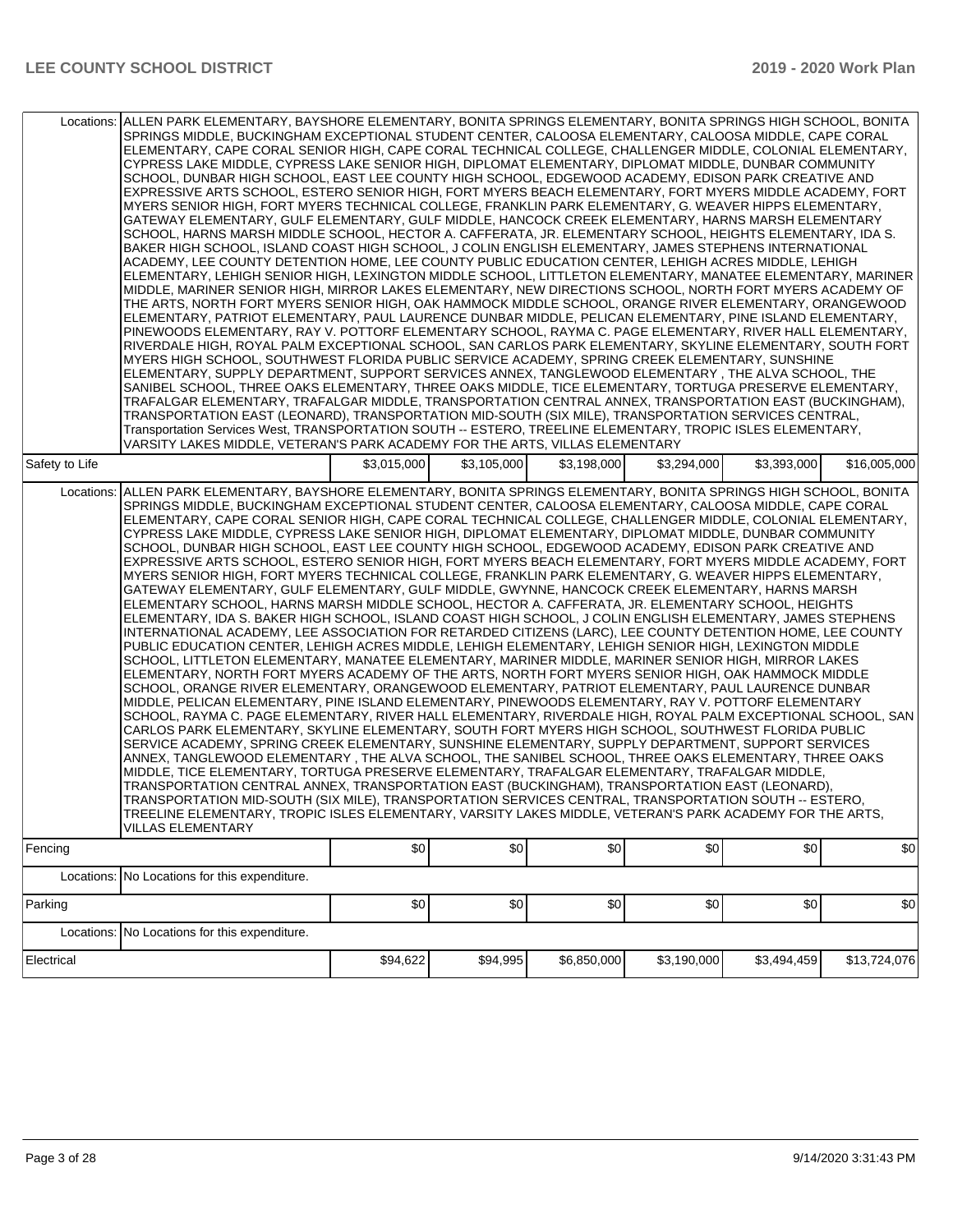| | | | | | | |
|---|---|---|---|---|---|---|
| Locations: | ALLEN PARK ELEMENTARY, BAYSHORE ELEMENTARY, BONITA SPRINGS ELEMENTARY, BONITA SPRINGS HIGH SCHOOL, BONITA SPRINGS MIDDLE, BUCKINGHAM EXCEPTIONAL STUDENT CENTER, CALOOSA ELEMENTARY, CALOOSA MIDDLE, CAPE CORAL ELEMENTARY, CAPE CORAL SENIOR HIGH, CAPE CORAL TECHNICAL COLLEGE, CHALLENGER MIDDLE, COLONIAL ELEMENTARY, CYPRESS LAKE MIDDLE, CYPRESS LAKE SENIOR HIGH, DIPLOMAT ELEMENTARY, DIPLOMAT MIDDLE, DUNBAR COMMUNITY SCHOOL, DUNBAR HIGH SCHOOL, EAST LEE COUNTY HIGH SCHOOL, EDGEWOOD ACADEMY, EDISON PARK CREATIVE AND EXPRESSIVE ARTS SCHOOL, ESTERO SENIOR HIGH, FORT MYERS BEACH ELEMENTARY, FORT MYERS MIDDLE ACADEMY, FORT MYERS SENIOR HIGH, FORT MYERS TECHNICAL COLLEGE, FRANKLIN PARK ELEMENTARY, G. WEAVER HIPPS ELEMENTARY, GATEWAY ELEMENTARY, GULF ELEMENTARY, GULF MIDDLE, HANCOCK CREEK ELEMENTARY, HARNS MARSH ELEMENTARY SCHOOL, HARNS MARSH MIDDLE SCHOOL, HECTOR A. CAFFERATA, JR. ELEMENTARY SCHOOL, HEIGHTS ELEMENTARY, IDA S. BAKER HIGH SCHOOL, ISLAND COAST HIGH SCHOOL, J COLIN ENGLISH ELEMENTARY, JAMES STEPHENS INTERNATIONAL ACADEMY, LEE COUNTY DETENTION HOME, LEE COUNTY PUBLIC EDUCATION CENTER, LEHIGH ACRES MIDDLE, LEHIGH ELEMENTARY, LEHIGH SENIOR HIGH, LEXINGTON MIDDLE SCHOOL, LITTLETON ELEMENTARY, MANATEE ELEMENTARY, MARINER MIDDLE, MARINER SENIOR HIGH, MIRROR LAKES ELEMENTARY, NEW DIRECTIONS SCHOOL, NORTH FORT MYERS ACADEMY OF THE ARTS, NORTH FORT MYERS SENIOR HIGH, OAK HAMMOCK MIDDLE SCHOOL, ORANGE RIVER ELEMENTARY, ORANGEWOOD ELEMENTARY, PATRIOT ELEMENTARY, PAUL LAURENCE DUNBAR MIDDLE, PELICAN ELEMENTARY, PINE ISLAND ELEMENTARY, PINEWOODS ELEMENTARY, RAY V. POTTORF ELEMENTARY SCHOOL, RAYMA C. PAGE ELEMENTARY, RIVER HALL ELEMENTARY, RIVERDALE HIGH, ROYAL PALM EXCEPTIONAL SCHOOL, SAN CARLOS PARK ELEMENTARY, SKYLINE ELEMENTARY, SOUTH FORT MYERS HIGH SCHOOL, SOUTHWEST FLORIDA PUBLIC SERVICE ACADEMY, SPRING CREEK ELEMENTARY, SUNSHINE ELEMENTARY, SUPPLY DEPARTMENT, SUPPORT SERVICES ANNEX, TANGLEWOOD ELEMENTARY , THE ALVA SCHOOL, THE SANIBEL SCHOOL, THREE OAKS ELEMENTARY, THREE OAKS MIDDLE, TICE ELEMENTARY, TORTUGA PRESERVE ELEMENTARY, TRAFALGAR ELEMENTARY, TRAFALGAR MIDDLE, TRANSPORTATION CENTRAL ANNEX, TRANSPORTATION EAST (BUCKINGHAM), TRANSPORTATION EAST (LEONARD), TRANSPORTATION MID-SOUTH (SIX MILE), TRANSPORTATION SERVICES CENTRAL, Transportation Services West, TRANSPORTATION SOUTH -- ESTERO, TREELINE ELEMENTARY, TROPIC ISLES ELEMENTARY, VARSITY LAKES MIDDLE, VETERAN'S PARK ACADEMY FOR THE ARTS, VILLAS ELEMENTARY | | | | | |
| Safety to Life | | $3,015,000 | $3,105,000 | $3,198,000 | $3,294,000 | $3,393,000 | $16,005,000 |
| Locations: | ALLEN PARK ELEMENTARY, BAYSHORE ELEMENTARY, BONITA SPRINGS ELEMENTARY, BONITA SPRINGS HIGH SCHOOL, BONITA SPRINGS MIDDLE, BUCKINGHAM EXCEPTIONAL STUDENT CENTER, CALOOSA ELEMENTARY, CALOOSA MIDDLE, CAPE CORAL ELEMENTARY, CAPE CORAL SENIOR HIGH, CAPE CORAL TECHNICAL COLLEGE, CHALLENGER MIDDLE, COLONIAL ELEMENTARY, CYPRESS LAKE MIDDLE, CYPRESS LAKE SENIOR HIGH, DIPLOMAT ELEMENTARY, DIPLOMAT MIDDLE, DUNBAR COMMUNITY SCHOOL, DUNBAR HIGH SCHOOL, EAST LEE COUNTY HIGH SCHOOL, EDGEWOOD ACADEMY, EDISON PARK CREATIVE AND EXPRESSIVE ARTS SCHOOL, ESTERO SENIOR HIGH, FORT MYERS BEACH ELEMENTARY, FORT MYERS MIDDLE ACADEMY, FORT MYERS SENIOR HIGH, FORT MYERS TECHNICAL COLLEGE, FRANKLIN PARK ELEMENTARY, G. WEAVER HIPPS ELEMENTARY, GATEWAY ELEMENTARY, GULF ELEMENTARY, GULF MIDDLE, GWYNNE, HANCOCK CREEK ELEMENTARY, HARNS MARSH ELEMENTARY SCHOOL, HARNS MARSH MIDDLE SCHOOL, HECTOR A. CAFFERATA, JR. ELEMENTARY SCHOOL, HEIGHTS ELEMENTARY, IDA S. BAKER HIGH SCHOOL, ISLAND COAST HIGH SCHOOL, J COLIN ENGLISH ELEMENTARY, JAMES STEPHENS INTERNATIONAL ACADEMY, LEE ASSOCIATION FOR RETARDED CITIZENS (LARC), LEE COUNTY DETENTION HOME, LEE COUNTY PUBLIC EDUCATION CENTER, LEHIGH ACRES MIDDLE, LEHIGH ELEMENTARY, LEHIGH SENIOR HIGH, LEXINGTON MIDDLE SCHOOL, LITTLETON ELEMENTARY, MANATEE ELEMENTARY, MARINER MIDDLE, MARINER SENIOR HIGH, MIRROR LAKES ELEMENTARY, NORTH FORT MYERS ACADEMY OF THE ARTS, NORTH FORT MYERS SENIOR HIGH, OAK HAMMOCK MIDDLE SCHOOL, ORANGE RIVER ELEMENTARY, ORANGEWOOD ELEMENTARY, PATRIOT ELEMENTARY, PAUL LAURENCE DUNBAR MIDDLE, PELICAN ELEMENTARY, PINE ISLAND ELEMENTARY, PINEWOODS ELEMENTARY, RAY V. POTTORF ELEMENTARY SCHOOL, RAYMA C. PAGE ELEMENTARY, RIVER HALL ELEMENTARY, RIVERDALE HIGH, ROYAL PALM EXCEPTIONAL SCHOOL, SAN CARLOS PARK ELEMENTARY, SKYLINE ELEMENTARY, SOUTH FORT MYERS HIGH SCHOOL, SOUTHWEST FLORIDA PUBLIC SERVICE ACADEMY, SPRING CREEK ELEMENTARY, SUNSHINE ELEMENTARY, SUPPLY DEPARTMENT, SUPPORT SERVICES ANNEX, TANGLEWOOD ELEMENTARY , THE ALVA SCHOOL, THE SANIBEL SCHOOL, THREE OAKS ELEMENTARY, THREE OAKS MIDDLE, TICE ELEMENTARY, TORTUGA PRESERVE ELEMENTARY, TRAFALGAR ELEMENTARY, TRAFALGAR MIDDLE, TRANSPORTATION CENTRAL ANNEX, TRANSPORTATION EAST (BUCKINGHAM), TRANSPORTATION EAST (LEONARD), TRANSPORTATION MID-SOUTH (SIX MILE), TRANSPORTATION SERVICES CENTRAL, TRANSPORTATION SOUTH -- ESTERO, TREELINE ELEMENTARY, TROPIC ISLES ELEMENTARY, VARSITY LAKES MIDDLE, VETERAN'S PARK ACADEMY FOR THE ARTS, VILLAS ELEMENTARY | | | | | |
| Fencing | | $0 | $0 | $0 | $0 | $0 | $0 |
| Locations: | No Locations for this expenditure. | | | | | | |
| Parking | | $0 | $0 | $0 | $0 | $0 | $0 |
| Locations: | No Locations for this expenditure. | | | | | | |
| Electrical | | $94,622 | $94,995 | $6,850,000 | $3,190,000 | $3,494,459 | $13,724,076 |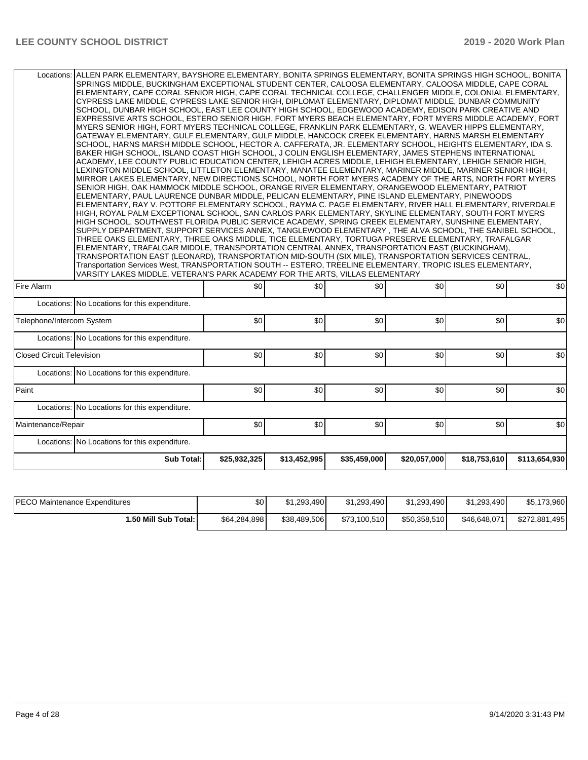| | | | | | | |
|---|---|---|---|---|---|---|
| Locations: | ALLEN PARK ELEMENTARY, BAYSHORE ELEMENTARY, BONITA SPRINGS ELEMENTARY, BONITA SPRINGS HIGH SCHOOL, BONITA SPRINGS MIDDLE, BUCKINGHAM EXCEPTIONAL STUDENT CENTER, CALOOSA ELEMENTARY, CALOOSA MIDDLE, CAPE CORAL ELEMENTARY, CAPE CORAL SENIOR HIGH, CAPE CORAL TECHNICAL COLLEGE, CHALLENGER MIDDLE, COLONIAL ELEMENTARY, CYPRESS LAKE MIDDLE, CYPRESS LAKE SENIOR HIGH, DIPLOMAT ELEMENTARY, DIPLOMAT MIDDLE, DUNBAR COMMUNITY SCHOOL, DUNBAR HIGH SCHOOL, EAST LEE COUNTY HIGH SCHOOL, EDGEWOOD ACADEMY, EDISON PARK CREATIVE AND EXPRESSIVE ARTS SCHOOL, ESTERO SENIOR HIGH, FORT MYERS BEACH ELEMENTARY, FORT MYERS MIDDLE ACADEMY, FORT MYERS SENIOR HIGH, FORT MYERS TECHNICAL COLLEGE, FRANKLIN PARK ELEMENTARY, G. WEAVER HIPPS ELEMENTARY, GATEWAY ELEMENTARY, GULF ELEMENTARY, GULF MIDDLE, HANCOCK CREEK ELEMENTARY, HARNS MARSH ELEMENTARY SCHOOL, HARNS MARSH MIDDLE SCHOOL, HECTOR A. CAFFERATA, JR. ELEMENTARY SCHOOL, HEIGHTS ELEMENTARY, IDA S. BAKER HIGH SCHOOL, ISLAND COAST HIGH SCHOOL, J COLIN ENGLISH ELEMENTARY, JAMES STEPHENS INTERNATIONAL ACADEMY, LEE COUNTY PUBLIC EDUCATION CENTER, LEHIGH ACRES MIDDLE, LEHIGH ELEMENTARY, LEHIGH SENIOR HIGH, LEXINGTON MIDDLE SCHOOL, LITTLETON ELEMENTARY, MANATEE ELEMENTARY, MARINER MIDDLE, MARINER SENIOR HIGH, MIRROR LAKES ELEMENTARY, NEW DIRECTIONS SCHOOL, NORTH FORT MYERS ACADEMY OF THE ARTS, NORTH FORT MYERS SENIOR HIGH, OAK HAMMOCK MIDDLE SCHOOL, ORANGE RIVER ELEMENTARY, ORANGEWOOD ELEMENTARY, PATRIOT ELEMENTARY, PAUL LAURENCE DUNBAR MIDDLE, PELICAN ELEMENTARY, PINE ISLAND ELEMENTARY, PINEWOODS ELEMENTARY, RAY V. POTTORF ELEMENTARY SCHOOL, RAYMA C. PAGE ELEMENTARY, RIVER HALL ELEMENTARY, RIVERDALE HIGH, ROYAL PALM EXCEPTIONAL SCHOOL, SAN CARLOS PARK ELEMENTARY, SKYLINE ELEMENTARY, SOUTH FORT MYERS HIGH SCHOOL, SOUTHWEST FLORIDA PUBLIC SERVICE ACADEMY, SPRING CREEK ELEMENTARY, SUNSHINE ELEMENTARY, SUPPLY DEPARTMENT, SUPPORT SERVICES ANNEX, TANGLEWOOD ELEMENTARY , THE ALVA SCHOOL, THE SANIBEL SCHOOL, THREE OAKS ELEMENTARY, THREE OAKS MIDDLE, TICE ELEMENTARY, TORTUGA PRESERVE ELEMENTARY, TRAFALGAR ELEMENTARY, TRAFALGAR MIDDLE, TRANSPORTATION CENTRAL ANNEX, TRANSPORTATION EAST (BUCKINGHAM), TRANSPORTATION EAST (LEONARD), TRANSPORTATION MID-SOUTH (SIX MILE), TRANSPORTATION SERVICES CENTRAL, Transportation Services West, TRANSPORTATION SOUTH -- ESTERO, TREELINE ELEMENTARY, TROPIC ISLES ELEMENTARY, VARSITY LAKES MIDDLE, VETERAN'S PARK ACADEMY FOR THE ARTS, VILLAS ELEMENTARY | | | | | |
| Fire Alarm | | $0 | $0 | $0 | $0 | $0 | $0 |
| Locations: | No Locations for this expenditure. | | | | | | |
| Telephone/Intercom System | | $0 | $0 | $0 | $0 | $0 | $0 |
| Locations: | No Locations for this expenditure. | | | | | | |
| Closed Circuit Television | | $0 | $0 | $0 | $0 | $0 | $0 |
| Locations: | No Locations for this expenditure. | | | | | | |
| Paint | | $0 | $0 | $0 | $0 | $0 | $0 |
| Locations: | No Locations for this expenditure. | | | | | | |
| Maintenance/Repair | | $0 | $0 | $0 | $0 | $0 | $0 |
| Locations: | No Locations for this expenditure. | | | | | | |
| | **Sub Total:** | **$25,932,325** | **$13,452,995** | **$35,459,000** | **$20,057,000** | **$18,753,610** | **$113,654,930** |

| | | | | | |
|---|---|---|---|---|---|
| PECO Maintenance Expenditures | $0 | $1,293,490 | $1,293,490 | $1,293,490 | $1,293,490 | $5,173,960 |
| **1.50 Mill Sub Total:** | $64,284,898 | $38,489,506 | $73,100,510 | $50,358,510 | $46,648,071 | $272,881,495 |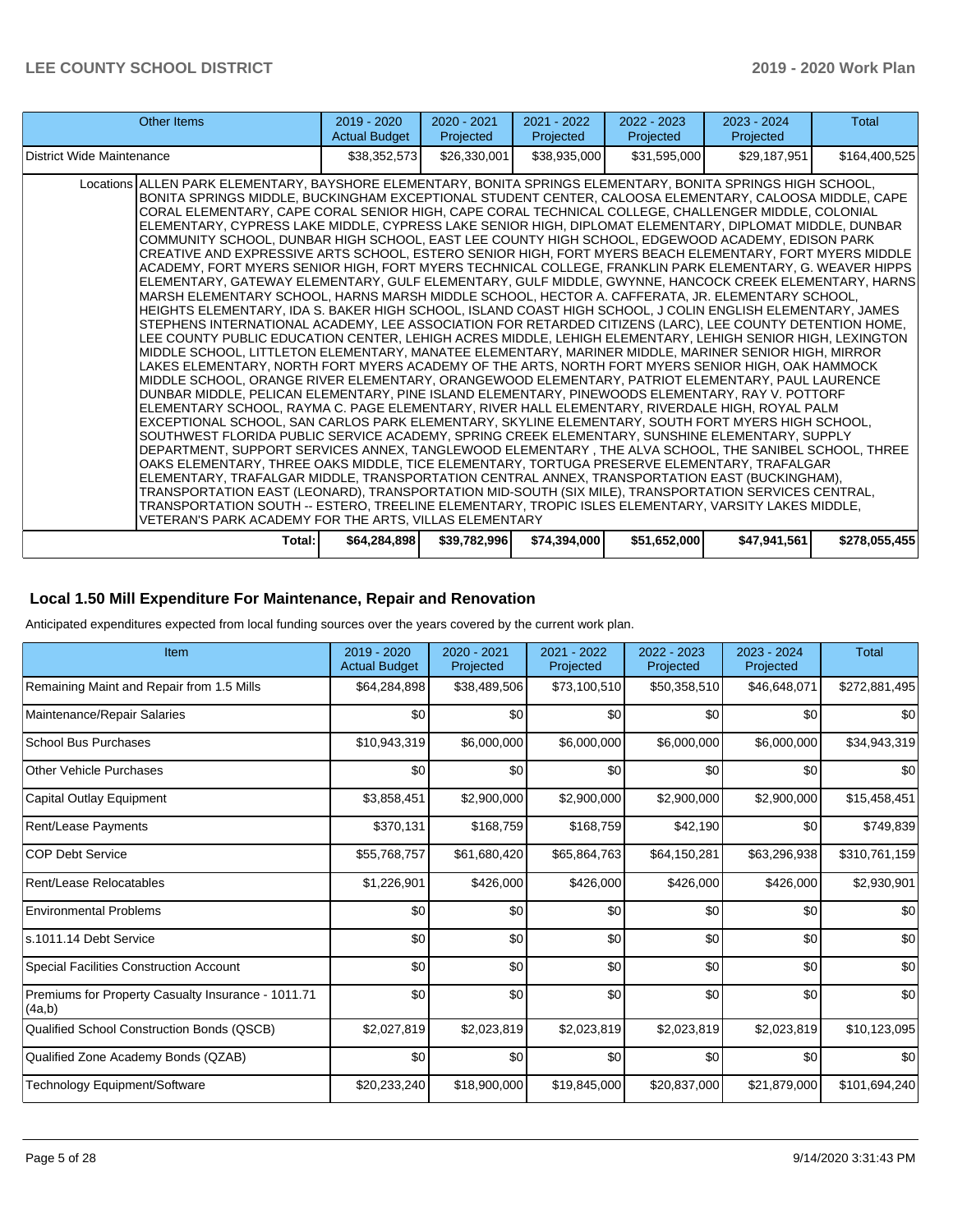| Other Items | 2019 - 2020 Actual Budget | 2020 - 2021 Projected | 2021 - 2022 Projected | 2022 - 2023 Projected | 2023 - 2024 Projected | Total |
|---|---|---|---|---|---|---|
| District Wide Maintenance | $38,352,573 | $26,330,001 | $38,935,000 | $31,595,000 | $29,187,951 | $164,400,525 |
| Locations | ALLEN PARK ELEMENTARY, BAYSHORE ELEMENTARY, BONITA SPRINGS ELEMENTARY, BONITA SPRINGS HIGH SCHOOL, BONITA SPRINGS MIDDLE, BUCKINGHAM EXCEPTIONAL STUDENT CENTER, CALOOSA ELEMENTARY, CALOOSA MIDDLE, CAPE CORAL ELEMENTARY, CAPE CORAL SENIOR HIGH, CAPE CORAL TECHNICAL COLLEGE, CHALLENGER MIDDLE, COLONIAL ELEMENTARY, CYPRESS LAKE MIDDLE, CYPRESS LAKE SENIOR HIGH, DIPLOMAT ELEMENTARY, DIPLOMAT MIDDLE, DUNBAR COMMUNITY SCHOOL, DUNBAR HIGH SCHOOL, EAST LEE COUNTY HIGH SCHOOL, EDGEWOOD ACADEMY, EDISON PARK CREATIVE AND EXPRESSIVE ARTS SCHOOL, ESTERO SENIOR HIGH, FORT MYERS BEACH ELEMENTARY, FORT MYERS MIDDLE ACADEMY, FORT MYERS SENIOR HIGH, FORT MYERS TECHNICAL COLLEGE, FRANKLIN PARK ELEMENTARY, G. WEAVER HIPPS ELEMENTARY, GATEWAY ELEMENTARY, GULF ELEMENTARY, GULF MIDDLE, GWYNNE, HANCOCK CREEK ELEMENTARY, HARNS MARSH ELEMENTARY SCHOOL, HARNS MARSH MIDDLE SCHOOL, HECTOR A. CAFFERATA, JR. ELEMENTARY SCHOOL, HEIGHTS ELEMENTARY, IDA S. BAKER HIGH SCHOOL, ISLAND COAST HIGH SCHOOL, J COLIN ENGLISH ELEMENTARY, JAMES STEPHENS INTERNATIONAL ACADEMY, LEE ASSOCIATION FOR RETARDED CITIZENS (LARC), LEE COUNTY DETENTION HOME, LEE COUNTY PUBLIC EDUCATION CENTER, LEHIGH ACRES MIDDLE, LEHIGH ELEMENTARY, LEHIGH SENIOR HIGH, LEXINGTON MIDDLE SCHOOL, LITTLETON ELEMENTARY, MANATEE ELEMENTARY, MARINER MIDDLE, MARINER SENIOR HIGH, MIRROR LAKES ELEMENTARY, NORTH FORT MYERS ACADEMY OF THE ARTS, NORTH FORT MYERS SENIOR HIGH, OAK HAMMOCK MIDDLE SCHOOL, ORANGE RIVER ELEMENTARY, ORANGEWOOD ELEMENTARY, PATRIOT ELEMENTARY, PAUL LAURENCE DUNBAR MIDDLE, PELICAN ELEMENTARY, PINE ISLAND ELEMENTARY, PINEWOODS ELEMENTARY, RAY V. POTTORF ELEMENTARY SCHOOL, RAYMA C. PAGE ELEMENTARY, RIVER HALL ELEMENTARY, RIVERDALE HIGH, ROYAL PALM EXCEPTIONAL SCHOOL, SAN CARLOS PARK ELEMENTARY, SKYLINE ELEMENTARY, SOUTH FORT MYERS HIGH SCHOOL, SOUTHWEST FLORIDA PUBLIC SERVICE ACADEMY, SPRING CREEK ELEMENTARY, SUNSHINE ELEMENTARY, SUPPLY DEPARTMENT, SUPPORT SERVICES ANNEX, TANGLEWOOD ELEMENTARY , THE ALVA SCHOOL, THE SANIBEL SCHOOL, THREE OAKS ELEMENTARY, THREE OAKS MIDDLE, TICE ELEMENTARY, TORTUGA PRESERVE ELEMENTARY, TRAFALGAR ELEMENTARY, TRAFALGAR MIDDLE, TRANSPORTATION CENTRAL ANNEX, TRANSPORTATION EAST (BUCKINGHAM), TRANSPORTATION EAST (LEONARD), TRANSPORTATION MID-SOUTH (SIX MILE), TRANSPORTATION SERVICES CENTRAL, TRANSPORTATION SOUTH -- ESTERO, TREELINE ELEMENTARY, TROPIC ISLES ELEMENTARY, VARSITY LAKES MIDDLE, VETERAN'S PARK ACADEMY FOR THE ARTS, VILLAS ELEMENTARY | | | | | |
| Total: | $64,284,898 | $39,782,996 | $74,394,000 | $51,652,000 | $47,941,561 | $278,055,455 |

## Local 1.50 Mill Expenditure For Maintenance, Repair and Renovation

Anticipated expenditures expected from local funding sources over the years covered by the current work plan.

| Item | 2019 - 2020 Actual Budget | 2020 - 2021 Projected | 2021 - 2022 Projected | 2022 - 2023 Projected | 2023 - 2024 Projected | Total |
|---|---|---|---|---|---|---|
| Remaining Maint and Repair from 1.5 Mills | $64,284,898 | $38,489,506 | $73,100,510 | $50,358,510 | $46,648,071 | $272,881,495 |
| Maintenance/Repair Salaries | $0 | $0 | $0 | $0 | $0 | $0 |
| School Bus Purchases | $10,943,319 | $6,000,000 | $6,000,000 | $6,000,000 | $6,000,000 | $34,943,319 |
| Other Vehicle Purchases | $0 | $0 | $0 | $0 | $0 | $0 |
| Capital Outlay Equipment | $3,858,451 | $2,900,000 | $2,900,000 | $2,900,000 | $2,900,000 | $15,458,451 |
| Rent/Lease Payments | $370,131 | $168,759 | $168,759 | $42,190 | $0 | $749,839 |
| COP Debt Service | $55,768,757 | $61,680,420 | $65,864,763 | $64,150,281 | $63,296,938 | $310,761,159 |
| Rent/Lease Relocatables | $1,226,901 | $426,000 | $426,000 | $426,000 | $426,000 | $2,930,901 |
| Environmental Problems | $0 | $0 | $0 | $0 | $0 | $0 |
| s.1011.14 Debt Service | $0 | $0 | $0 | $0 | $0 | $0 |
| Special Facilities Construction Account | $0 | $0 | $0 | $0 | $0 | $0 |
| Premiums for Property Casualty Insurance - 1011.71 (4a,b) | $0 | $0 | $0 | $0 | $0 | $0 |
| Qualified School Construction Bonds (QSCB) | $2,027,819 | $2,023,819 | $2,023,819 | $2,023,819 | $2,023,819 | $10,123,095 |
| Qualified Zone Academy Bonds (QZAB) | $0 | $0 | $0 | $0 | $0 | $0 |
| Technology Equipment/Software | $20,233,240 | $18,900,000 | $19,845,000 | $20,837,000 | $21,879,000 | $101,694,240 |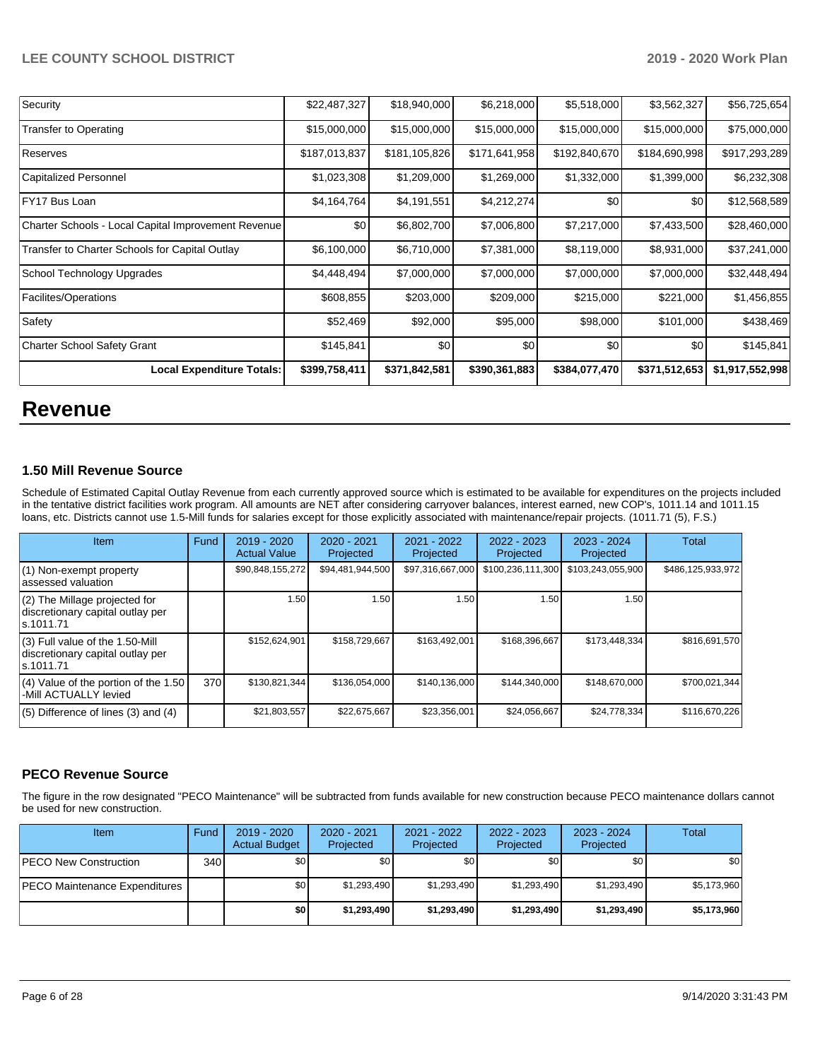| Security | $22,487,327 | $18,940,000 | $6,218,000 | $5,518,000 | $3,562,327 | $56,725,654 |
|---|---|---|---|---|---|---|
| Transfer to Operating | $15,000,000 | $15,000,000 | $15,000,000 | $15,000,000 | $15,000,000 | $75,000,000 |
| Reserves | $187,013,837 | $181,105,826 | $171,641,958 | $192,840,670 | $184,690,998 | $917,293,289 |
| Capitalized Personnel | $1,023,308 | $1,209,000 | $1,269,000 | $1,332,000 | $1,399,000 | $6,232,308 |
| FY17 Bus Loan | $4,164,764 | $4,191,551 | $4,212,274 | $0 | $0 | $12,568,589 |
| Charter Schools - Local Capital Improvement Revenue | $0 | $6,802,700 | $7,006,800 | $7,217,000 | $7,433,500 | $28,460,000 |
| Transfer to Charter Schools for Capital Outlay | $6,100,000 | $6,710,000 | $7,381,000 | $8,119,000 | $8,931,000 | $37,241,000 |
| School Technology Upgrades | $4,448,494 | $7,000,000 | $7,000,000 | $7,000,000 | $7,000,000 | $32,448,494 |
| Facilites/Operations | $608,855 | $203,000 | $209,000 | $215,000 | $221,000 | $1,456,855 |
| Safety | $52,469 | $92,000 | $95,000 | $98,000 | $101,000 | $438,469 |
| Charter School Safety Grant | $145,841 | $0 | $0 | $0 | $0 | $145,841 |
| **Local Expenditure Totals:** | **$399,758,411** | **$371,842,581** | **$390,361,883** | **$384,077,470** | **$371,512,653** | **$1,917,552,998** |

# Revenue

### 1.50 Mill Revenue Source

Schedule of Estimated Capital Outlay Revenue from each currently approved source which is estimated to be available for expenditures on the projects included in the tentative district facilities work program. All amounts are NET after considering carryover balances, interest earned, new COP's, 1011.14 and 1011.15 loans, etc. Districts cannot use 1.5-Mill funds for salaries except for those explicitly associated with maintenance/repair projects. (1011.71 (5), F.S.)

| Item | Fund | 2019 - 2020 Actual Value | 2020 - 2021 Projected | 2021 - 2022 Projected | 2022 - 2023 Projected | 2023 - 2024 Projected | Total |
|---|---|---|---|---|---|---|---|
| (1) Non-exempt property assessed valuation | | $90,848,155,272 | $94,481,944,500 | $97,316,667,000 | $100,236,111,300 | $103,243,055,900 | $486,125,933,972 |
| (2) The Millage projected for discretionary capital outlay per s.1011.71 | | 1.50 | 1.50 | 1.50 | 1.50 | 1.50 | |
| (3) Full value of the 1.50-Mill discretionary capital outlay per s.1011.71 | | $152,624,901 | $158,729,667 | $163,492,001 | $168,396,667 | $173,448,334 | $816,691,570 |
| (4) Value of the portion of the 1.50 -Mill ACTUALLY levied | 370 | $130,821,344 | $136,054,000 | $140,136,000 | $144,340,000 | $148,670,000 | $700,021,344 |
| (5) Difference of lines (3) and (4) | | $21,803,557 | $22,675,667 | $23,356,001 | $24,056,667 | $24,778,334 | $116,670,226 |

### PECO Revenue Source

The figure in the row designated "PECO Maintenance" will be subtracted from funds available for new construction because PECO maintenance dollars cannot be used for new construction.

| Item | Fund | 2019 - 2020 Actual Budget | 2020 - 2021 Projected | 2021 - 2022 Projected | 2022 - 2023 Projected | 2023 - 2024 Projected | Total |
|---|---|---|---|---|---|---|---|
| PECO New Construction | 340 | $0 | $0 | $0 | $0 | $0 | $0 |
| PECO Maintenance Expenditures | | $0 | $1,293,490 | $1,293,490 | $1,293,490 | $1,293,490 | $5,173,960 |
| | | **$0** | **$1,293,490** | **$1,293,490** | **$1,293,490** | **$1,293,490** | **$5,173,960** |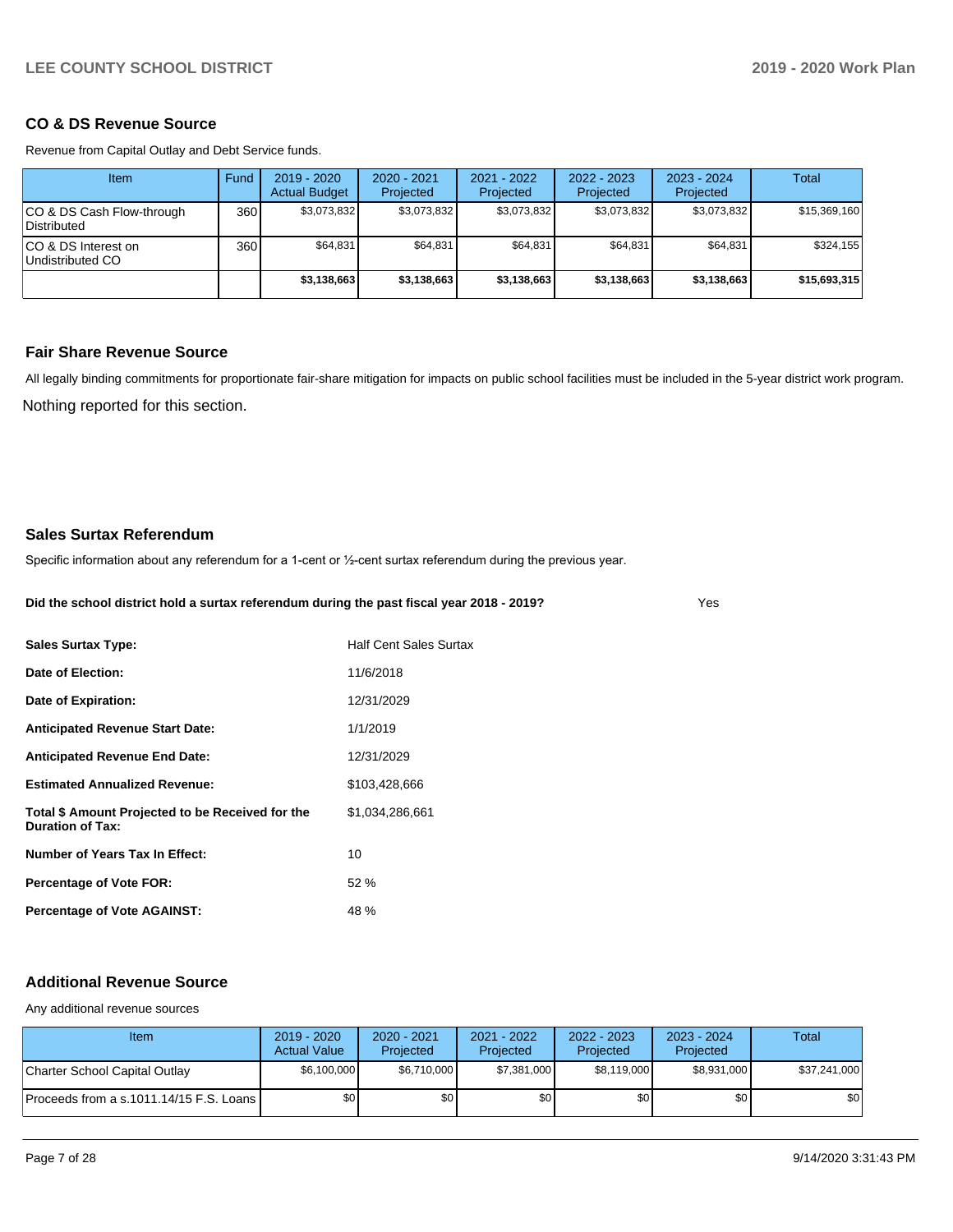## CO & DS Revenue Source

Revenue from Capital Outlay and Debt Service funds.

| Item | Fund | 2019 - 2020 Actual Budget | 2020 - 2021 Projected | 2021 - 2022 Projected | 2022 - 2023 Projected | 2023 - 2024 Projected | Total |
|---|---|---|---|---|---|---|---|
| CO & DS Cash Flow-through Distributed | 360 | $3,073,832 | $3,073,832 | $3,073,832 | $3,073,832 | $3,073,832 | $15,369,160 |
| CO & DS Interest on Undistributed CO | 360 | $64,831 | $64,831 | $64,831 | $64,831 | $64,831 | $324,155 |
| | | **$3,138,663** | **$3,138,663** | **$3,138,663** | **$3,138,663** | **$3,138,663** | **$15,693,315** |

## Fair Share Revenue Source

All legally binding commitments for proportionate fair-share mitigation for impacts on public school facilities must be included in the 5-year district work program.

Nothing reported for this section.

## Sales Surtax Referendum

Specific information about any referendum for a 1-cent or ½-cent surtax referendum during the previous year.

**Did the school district hold a surtax referendum during the past fiscal year 2018 - 2019?** Yes

| | |
|---|---|
| **Sales Surtax Type:** | Half Cent Sales Surtax |
| **Date of Election:** | 11/6/2018 |
| **Date of Expiration:** | 12/31/2029 |
| **Anticipated Revenue Start Date:** | 1/1/2019 |
| **Anticipated Revenue End Date:** | 12/31/2029 |
| **Estimated Annualized Revenue:** | $103,428,666 |
| **Total $ Amount Projected to be Received for the Duration of Tax:** | $1,034,286,661 |
| **Number of Years Tax In Effect:** | 10 |
| **Percentage of Vote FOR:** | 52 % |
| **Percentage of Vote AGAINST:** | 48 % |

## Additional Revenue Source

Any additional revenue sources

| Item | 2019 - 2020 Actual Value | 2020 - 2021 Projected | 2021 - 2022 Projected | 2022 - 2023 Projected | 2023 - 2024 Projected | Total |
|---|---|---|---|---|---|---|
| Charter School Capital Outlay | $6,100,000 | $6,710,000 | $7,381,000 | $8,119,000 | $8,931,000 | $37,241,000 |
| Proceeds from a s.1011.14/15 F.S. Loans | $0 | $0 | $0 | $0 | $0 | $0 |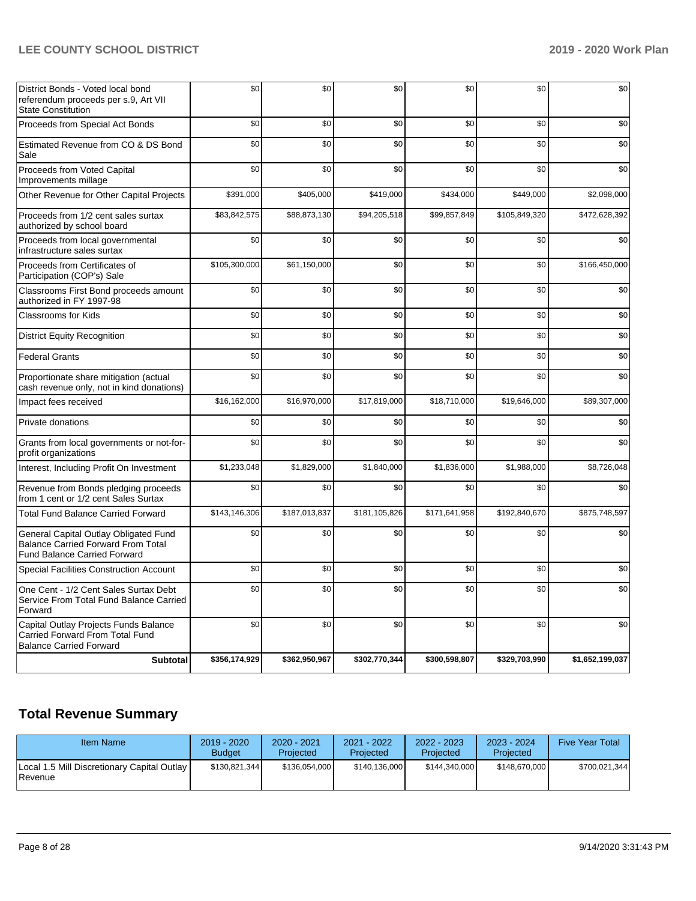| | | | | | | |
|---|---|---|---|---|---|---|
| District Bonds - Voted local bond referendum proceeds per s.9, Art VII State Constitution | $0 | $0 | $0 | $0 | $0 | $0 |
| Proceeds from Special Act Bonds | $0 | $0 | $0 | $0 | $0 | $0 |
| Estimated Revenue from CO & DS Bond Sale | $0 | $0 | $0 | $0 | $0 | $0 |
| Proceeds from Voted Capital Improvements millage | $0 | $0 | $0 | $0 | $0 | $0 |
| Other Revenue for Other Capital Projects | $391,000 | $405,000 | $419,000 | $434,000 | $449,000 | $2,098,000 |
| Proceeds from 1/2 cent sales surtax authorized by school board | $83,842,575 | $88,873,130 | $94,205,518 | $99,857,849 | $105,849,320 | $472,628,392 |
| Proceeds from local governmental infrastructure sales surtax | $0 | $0 | $0 | $0 | $0 | $0 |
| Proceeds from Certificates of Participation (COP's) Sale | $105,300,000 | $61,150,000 | $0 | $0 | $0 | $166,450,000 |
| Classrooms First Bond proceeds amount authorized in FY 1997-98 | $0 | $0 | $0 | $0 | $0 | $0 |
| Classrooms for Kids | $0 | $0 | $0 | $0 | $0 | $0 |
| District Equity Recognition | $0 | $0 | $0 | $0 | $0 | $0 |
| Federal Grants | $0 | $0 | $0 | $0 | $0 | $0 |
| Proportionate share mitigation (actual cash revenue only, not in kind donations) | $0 | $0 | $0 | $0 | $0 | $0 |
| Impact fees received | $16,162,000 | $16,970,000 | $17,819,000 | $18,710,000 | $19,646,000 | $89,307,000 |
| Private donations | $0 | $0 | $0 | $0 | $0 | $0 |
| Grants from local governments or not-for-profit organizations | $0 | $0 | $0 | $0 | $0 | $0 |
| Interest, Including Profit On Investment | $1,233,048 | $1,829,000 | $1,840,000 | $1,836,000 | $1,988,000 | $8,726,048 |
| Revenue from Bonds pledging proceeds from 1 cent or 1/2 cent Sales Surtax | $0 | $0 | $0 | $0 | $0 | $0 |
| Total Fund Balance Carried Forward | $143,146,306 | $187,013,837 | $181,105,826 | $171,641,958 | $192,840,670 | $875,748,597 |
| General Capital Outlay Obligated Fund Balance Carried Forward From Total Fund Balance Carried Forward | $0 | $0 | $0 | $0 | $0 | $0 |
| Special Facilities Construction Account | $0 | $0 | $0 | $0 | $0 | $0 |
| One Cent - 1/2 Cent Sales Surtax Debt Service From Total Fund Balance Carried Forward | $0 | $0 | $0 | $0 | $0 | $0 |
| Capital Outlay Projects Funds Balance Carried Forward From Total Fund Balance Carried Forward | $0 | $0 | $0 | $0 | $0 | $0 |
| **Subtotal** | **$356,174,929** | **$362,950,967** | **$302,770,344** | **$300,598,807** | **$329,703,990** | **$1,652,199,037** |

## Total Revenue Summary

| Item Name | 2019 - 2020 Budget | 2020 - 2021 Projected | 2021 - 2022 Projected | 2022 - 2023 Projected | 2023 - 2024 Projected | Five Year Total |
|---|---|---|---|---|---|---|
| Local 1.5 Mill Discretionary Capital Outlay Revenue | $130,821,344 | $136,054,000 | $140,136,000 | $144,340,000 | $148,670,000 | $700,021,344 |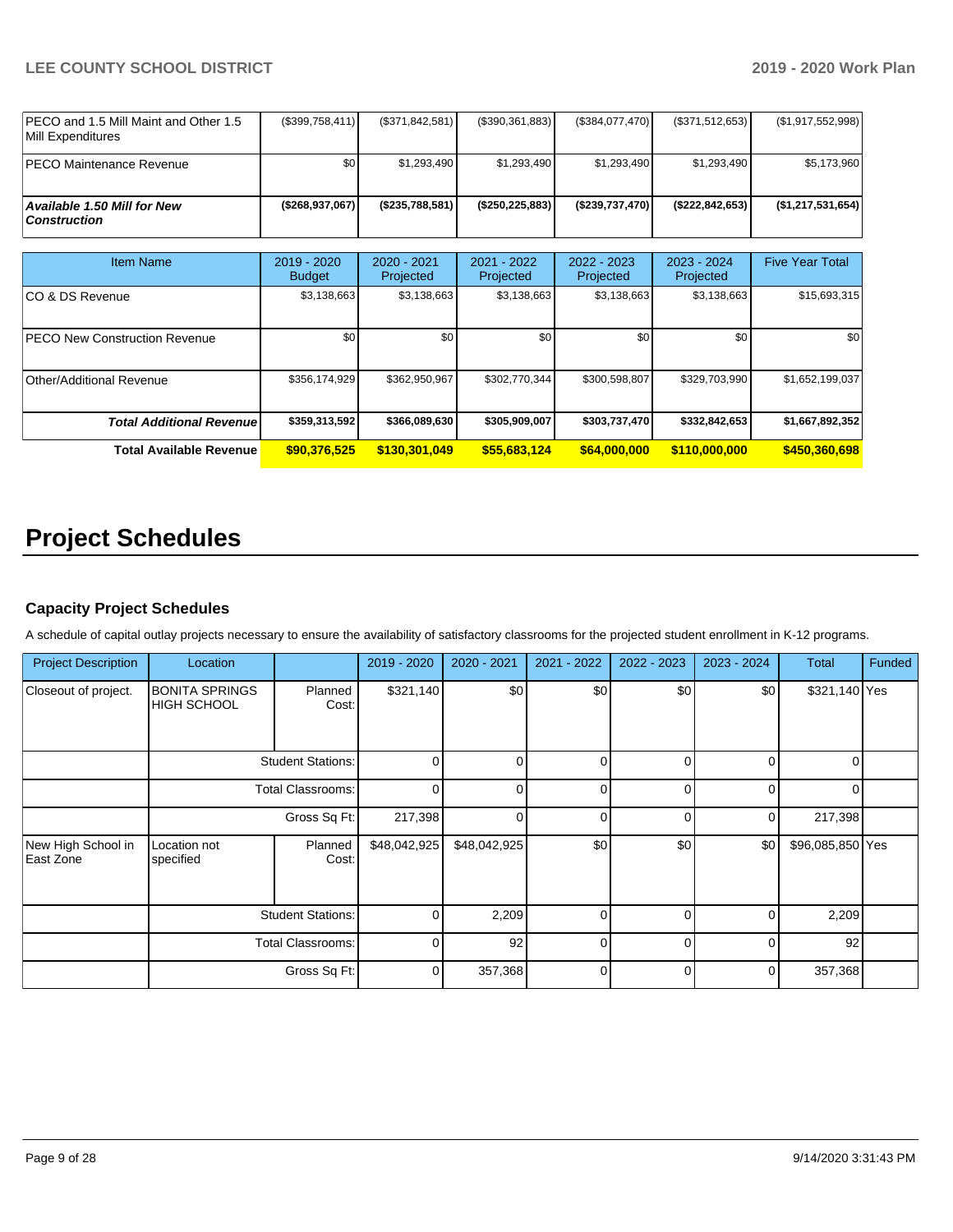| PECO and 1.5 Mill Maint and Other 1.5 Mill Expenditures | ($399,758,411) | ($371,842,581) | ($390,361,883) | ($384,077,470) | ($371,512,653) | ($1,917,552,998) |
|---|---|---|---|---|---|---|
| PECO Maintenance Revenue | $0 | $1,293,490 | $1,293,490 | $1,293,490 | $1,293,490 | $5,173,960 |
| ***Available 1.50 Mill for New Construction*** | **($268,937,067)** | **($235,788,581)** | **($250,225,883)** | **($239,737,470)** | **($222,842,653)** | **($1,217,531,654)** |

| Item Name | 2019 - 2020 Budget | 2020 - 2021 Projected | 2021 - 2022 Projected | 2022 - 2023 Projected | 2023 - 2024 Projected | Five Year Total |
|---|---|---|---|---|---|---|
| CO & DS Revenue | $3,138,663 | $3,138,663 | $3,138,663 | $3,138,663 | $3,138,663 | $15,693,315 |
| PECO New Construction Revenue | $0 | $0 | $0 | $0 | $0 | $0 |
| Other/Additional Revenue | $356,174,929 | $362,950,967 | $302,770,344 | $300,598,807 | $329,703,990 | $1,652,199,037 |
| ***Total Additional Revenue*** | **$359,313,592** | **$366,089,630** | **$305,909,007** | **$303,737,470** | **$332,842,653** | **$1,667,892,352** |
| **Total Available Revenue** | **$90,376,525** | **$130,301,049** | **$55,683,124** | **$64,000,000** | **$110,000,000** | **$450,360,698** |

# Project Schedules

### Capacity Project Schedules

A schedule of capital outlay projects necessary to ensure the availability of satisfactory classrooms for the projected student enrollment in K-12 programs.

| Project Description | Location | | 2019 - 2020 | 2020 - 2021 | 2021 - 2022 | 2022 - 2023 | 2023 - 2024 | Total | Funded |
|---|---|---|---|---|---|---|---|---|---|
| Closeout of project. | BONITA SPRINGS HIGH SCHOOL | Planned Cost: | $321,140 | $0 | $0 | $0 | $0 | $321,140 | Yes |
| | | Student Stations: | 0 | 0 | 0 | 0 | 0 | 0 | |
| | | Total Classrooms: | 0 | 0 | 0 | 0 | 0 | 0 | |
| | | Gross Sq Ft: | 217,398 | 0 | 0 | 0 | 0 | 217,398 | |
| New High School in East Zone | Location not specified | Planned Cost: | $48,042,925 | $48,042,925 | $0 | $0 | $0 | $96,085,850 | Yes |
| | | Student Stations: | 0 | 2,209 | 0 | 0 | 0 | 2,209 | |
| | | Total Classrooms: | 0 | 92 | 0 | 0 | 0 | 92 | |
| | | Gross Sq Ft: | 0 | 357,368 | 0 | 0 | 0 | 357,368 | |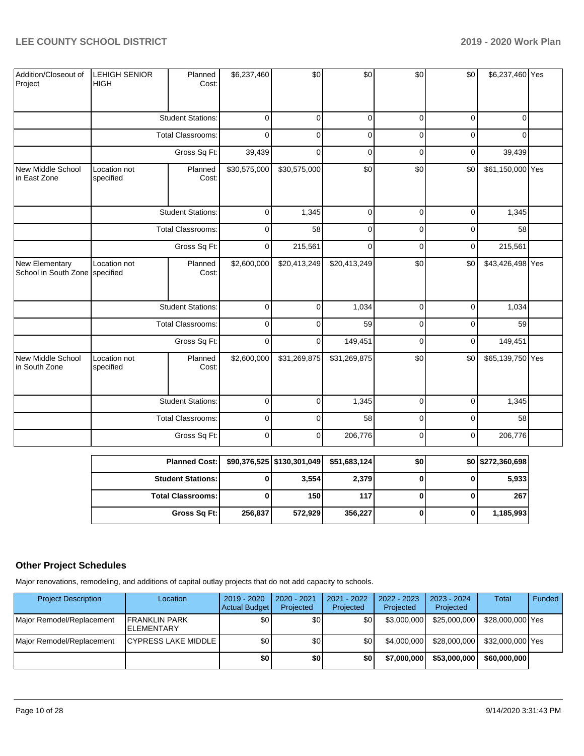| Addition/Closeout of Project | LEHIGH SENIOR HIGH | Planned Cost: | $6,237,460 | $0 | $0 | $0 | $0 | $6,237,460 | Yes |
|---|---|---|---|---|---|---|---|---|---|
| | | Student Stations: | 0 | 0 | 0 | 0 | 0 | 0 | |
| | | Total Classrooms: | 0 | 0 | 0 | 0 | 0 | 0 | |
| | | Gross Sq Ft: | 39,439 | 0 | 0 | 0 | 0 | 39,439 | |
| New Middle School in East Zone | Location not specified | Planned Cost: | $30,575,000 | $30,575,000 | $0 | $0 | $0 | $61,150,000 | Yes |
| | | Student Stations: | 0 | 1,345 | 0 | 0 | 0 | 1,345 | |
| | | Total Classrooms: | 0 | 58 | 0 | 0 | 0 | 58 | |
| | | Gross Sq Ft: | 0 | 215,561 | 0 | 0 | 0 | 215,561 | |
| New Elementary School in South Zone | Location not specified | Planned Cost: | $2,600,000 | $20,413,249 | $20,413,249 | $0 | $0 | $43,426,498 | Yes |
| | | Student Stations: | 0 | 0 | 1,034 | 0 | 0 | 1,034 | |
| | | Total Classrooms: | 0 | 0 | 59 | 0 | 0 | 59 | |
| | | Gross Sq Ft: | 0 | 0 | 149,451 | 0 | 0 | 149,451 | |
| New Middle School in South Zone | Location not specified | Planned Cost: | $2,600,000 | $31,269,875 | $31,269,875 | $0 | $0 | $65,139,750 | Yes |
| | | Student Stations: | 0 | 0 | 1,345 | 0 | 0 | 1,345 | |
| | | Total Classrooms: | 0 | 0 | 58 | 0 | 0 | 58 | |
| | | Gross Sq Ft: | 0 | 0 | 206,776 | 0 | 0 | 206,776 | |

| | | | | | | |
|---|---|---|---|---|---|---|
| **Planned Cost:** | **$90,376,525** | **$130,301,049** | **$51,683,124** | **$0** | **$0** | **$272,360,698** |
| **Student Stations:** | **0** | **3,554** | **2,379** | **0** | **0** | **5,933** |
| **Total Classrooms:** | **0** | **150** | **117** | **0** | **0** | **267** |
| **Gross Sq Ft:** | **256,837** | **572,929** | **356,227** | **0** | **0** | **1,185,993** |

## Other Project Schedules

Major renovations, remodeling, and additions of capital outlay projects that do not add capacity to schools.

| Project Description | Location | 2019 - 2020 Actual Budget | 2020 - 2021 Projected | 2021 - 2022 Projected | 2022 - 2023 Projected | 2023 - 2024 Projected | Total | Funded |
|---|---|---|---|---|---|---|---|---|
| Major Remodel/Replacement | FRANKLIN PARK ELEMENTARY | $0 | $0 | $0 | $3,000,000 | $25,000,000 | $28,000,000 | Yes |
| Major Remodel/Replacement | CYPRESS LAKE MIDDLE | $0 | $0 | $0 | $4,000,000 | $28,000,000 | $32,000,000 | Yes |
| | | **$0** | **$0** | **$0** | **$7,000,000** | **$53,000,000** | **$60,000,000** | |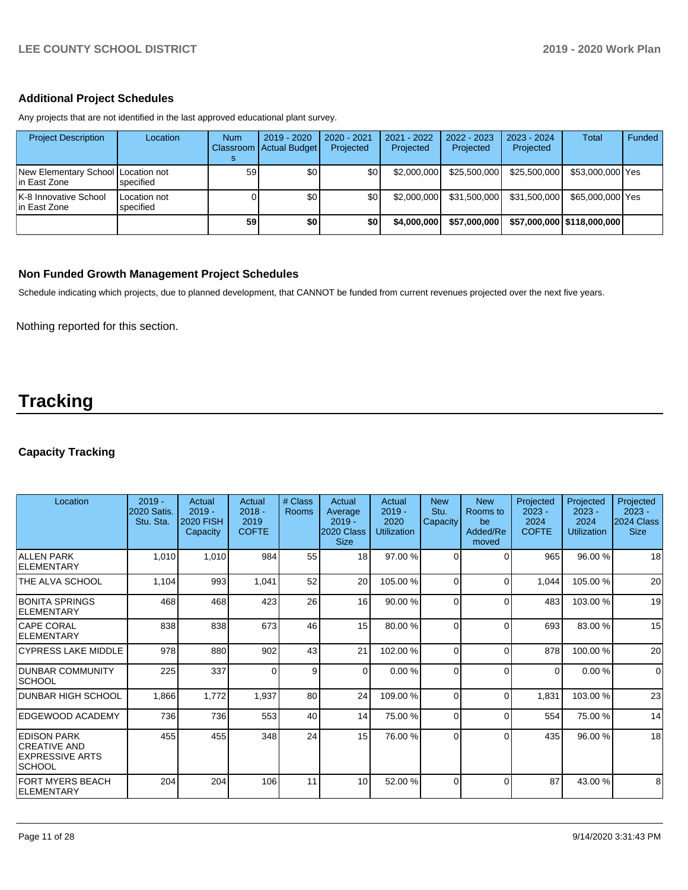### Additional Project Schedules

Any projects that are not identified in the last approved educational plant survey.

| Project Description | Location | Num Classrooms | 2019 - 2020 Actual Budget | 2020 - 2021 Projected | 2021 - 2022 Projected | 2022 - 2023 Projected | 2023 - 2024 Projected | Total | Funded |
|---|---|---|---|---|---|---|---|---|---|
| New Elementary School in East Zone | Location not specified | 59 | $0 | $0 | $2,000,000 | $25,500,000 | $25,500,000 | $53,000,000 | Yes |
| K-8 Innovative School in East Zone | Location not specified | 0 | $0 | $0 | $2,000,000 | $31,500,000 | $31,500,000 | $65,000,000 | Yes |
| | | **59** | **$0** | **$0** | **$4,000,000** | **$57,000,000** | **$57,000,000** | **$118,000,000** | |

### Non Funded Growth Management Project Schedules

Schedule indicating which projects, due to planned development, that CANNOT be funded from current revenues projected over the next five years.

Nothing reported for this section.

# Tracking

### Capacity Tracking

| Location | 2019 - 2020 Satis. Stu. Sta. | Actual 2019 - 2020 FISH Capacity | Actual 2018 - 2019 COFTE | # Class Rooms | Actual Average 2019 - 2020 Class Size | Actual 2019 - 2020 Utilization | New Stu. Capacity | New Rooms to be Added/Removed | Projected 2023 - 2024 COFTE | Projected 2023 - 2024 Utilization | Projected 2023 - 2024 Class Size |
|---|---|---|---|---|---|---|---|---|---|---|---|
| ALLEN PARK ELEMENTARY | 1,010 | 1,010 | 984 | 55 | 18 | 97.00 % | 0 | 0 | 965 | 96.00 % | 18 |
| THE ALVA SCHOOL | 1,104 | 993 | 1,041 | 52 | 20 | 105.00 % | 0 | 0 | 1,044 | 105.00 % | 20 |
| BONITA SPRINGS ELEMENTARY | 468 | 468 | 423 | 26 | 16 | 90.00 % | 0 | 0 | 483 | 103.00 % | 19 |
| CAPE CORAL ELEMENTARY | 838 | 838 | 673 | 46 | 15 | 80.00 % | 0 | 0 | 693 | 83.00 % | 15 |
| CYPRESS LAKE MIDDLE | 978 | 880 | 902 | 43 | 21 | 102.00 % | 0 | 0 | 878 | 100.00 % | 20 |
| DUNBAR COMMUNITY SCHOOL | 225 | 337 | 0 | 9 | 0 | 0.00 % | 0 | 0 | 0 | 0.00 % | 0 |
| DUNBAR HIGH SCHOOL | 1,866 | 1,772 | 1,937 | 80 | 24 | 109.00 % | 0 | 0 | 1,831 | 103.00 % | 23 |
| EDGEWOOD ACADEMY | 736 | 736 | 553 | 40 | 14 | 75.00 % | 0 | 0 | 554 | 75.00 % | 14 |
| EDISON PARK CREATIVE AND EXPRESSIVE ARTS SCHOOL | 455 | 455 | 348 | 24 | 15 | 76.00 % | 0 | 0 | 435 | 96.00 % | 18 |
| FORT MYERS BEACH ELEMENTARY | 204 | 204 | 106 | 11 | 10 | 52.00 % | 0 | 0 | 87 | 43.00 % | 8 |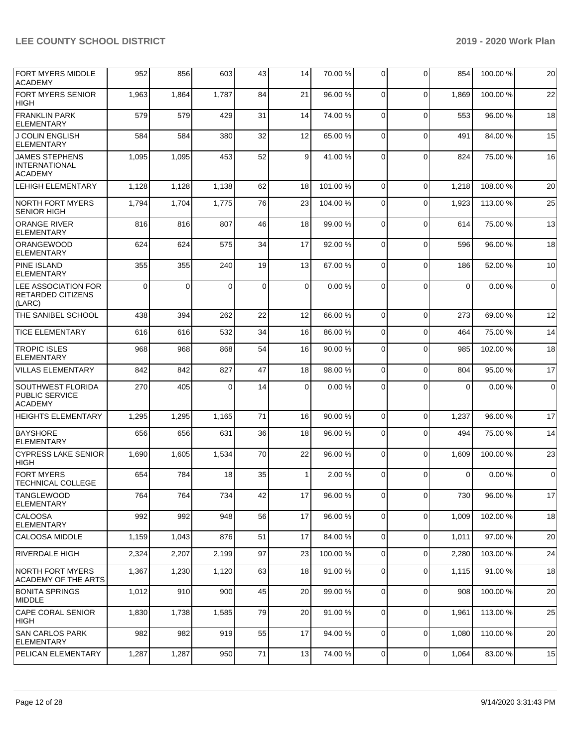| | | | | | | | | | | |
|---|---|---|---|---|---|---|---|---|---|---|
| FORT MYERS MIDDLE ACADEMY | 952 | 856 | 603 | 43 | 14 | 70.00 % | 0 | 0 | 854 | 100.00 % | 20 |
| FORT MYERS SENIOR HIGH | 1,963 | 1,864 | 1,787 | 84 | 21 | 96.00 % | 0 | 0 | 1,869 | 100.00 % | 22 |
| FRANKLIN PARK ELEMENTARY | 579 | 579 | 429 | 31 | 14 | 74.00 % | 0 | 0 | 553 | 96.00 % | 18 |
| J COLIN ENGLISH ELEMENTARY | 584 | 584 | 380 | 32 | 12 | 65.00 % | 0 | 0 | 491 | 84.00 % | 15 |
| JAMES STEPHENS INTERNATIONAL ACADEMY | 1,095 | 1,095 | 453 | 52 | 9 | 41.00 % | 0 | 0 | 824 | 75.00 % | 16 |
| LEHIGH ELEMENTARY | 1,128 | 1,128 | 1,138 | 62 | 18 | 101.00 % | 0 | 0 | 1,218 | 108.00 % | 20 |
| NORTH FORT MYERS SENIOR HIGH | 1,794 | 1,704 | 1,775 | 76 | 23 | 104.00 % | 0 | 0 | 1,923 | 113.00 % | 25 |
| ORANGE RIVER ELEMENTARY | 816 | 816 | 807 | 46 | 18 | 99.00 % | 0 | 0 | 614 | 75.00 % | 13 |
| ORANGEWOOD ELEMENTARY | 624 | 624 | 575 | 34 | 17 | 92.00 % | 0 | 0 | 596 | 96.00 % | 18 |
| PINE ISLAND ELEMENTARY | 355 | 355 | 240 | 19 | 13 | 67.00 % | 0 | 0 | 186 | 52.00 % | 10 |
| LEE ASSOCIATION FOR RETARDED CITIZENS (LARC) | 0 | 0 | 0 | 0 | 0 | 0.00 % | 0 | 0 | 0 | 0.00 % | 0 |
| THE SANIBEL SCHOOL | 438 | 394 | 262 | 22 | 12 | 66.00 % | 0 | 0 | 273 | 69.00 % | 12 |
| TICE ELEMENTARY | 616 | 616 | 532 | 34 | 16 | 86.00 % | 0 | 0 | 464 | 75.00 % | 14 |
| TROPIC ISLES ELEMENTARY | 968 | 968 | 868 | 54 | 16 | 90.00 % | 0 | 0 | 985 | 102.00 % | 18 |
| VILLAS ELEMENTARY | 842 | 842 | 827 | 47 | 18 | 98.00 % | 0 | 0 | 804 | 95.00 % | 17 |
| SOUTHWEST FLORIDA PUBLIC SERVICE ACADEMY | 270 | 405 | 0 | 14 | 0 | 0.00 % | 0 | 0 | 0 | 0.00 % | 0 |
| HEIGHTS ELEMENTARY | 1,295 | 1,295 | 1,165 | 71 | 16 | 90.00 % | 0 | 0 | 1,237 | 96.00 % | 17 |
| BAYSHORE ELEMENTARY | 656 | 656 | 631 | 36 | 18 | 96.00 % | 0 | 0 | 494 | 75.00 % | 14 |
| CYPRESS LAKE SENIOR HIGH | 1,690 | 1,605 | 1,534 | 70 | 22 | 96.00 % | 0 | 0 | 1,609 | 100.00 % | 23 |
| FORT MYERS TECHNICAL COLLEGE | 654 | 784 | 18 | 35 | 1 | 2.00 % | 0 | 0 | 0 | 0.00 % | 0 |
| TANGLEWOOD ELEMENTARY | 764 | 764 | 734 | 42 | 17 | 96.00 % | 0 | 0 | 730 | 96.00 % | 17 |
| CALOOSA ELEMENTARY | 992 | 992 | 948 | 56 | 17 | 96.00 % | 0 | 0 | 1,009 | 102.00 % | 18 |
| CALOOSA MIDDLE | 1,159 | 1,043 | 876 | 51 | 17 | 84.00 % | 0 | 0 | 1,011 | 97.00 % | 20 |
| RIVERDALE HIGH | 2,324 | 2,207 | 2,199 | 97 | 23 | 100.00 % | 0 | 0 | 2,280 | 103.00 % | 24 |
| NORTH FORT MYERS ACADEMY OF THE ARTS | 1,367 | 1,230 | 1,120 | 63 | 18 | 91.00 % | 0 | 0 | 1,115 | 91.00 % | 18 |
| BONITA SPRINGS MIDDLE | 1,012 | 910 | 900 | 45 | 20 | 99.00 % | 0 | 0 | 908 | 100.00 % | 20 |
| CAPE CORAL SENIOR HIGH | 1,830 | 1,738 | 1,585 | 79 | 20 | 91.00 % | 0 | 0 | 1,961 | 113.00 % | 25 |
| SAN CARLOS PARK ELEMENTARY | 982 | 982 | 919 | 55 | 17 | 94.00 % | 0 | 0 | 1,080 | 110.00 % | 20 |
| PELICAN ELEMENTARY | 1,287 | 1,287 | 950 | 71 | 13 | 74.00 % | 0 | 0 | 1,064 | 83.00 % | 15 |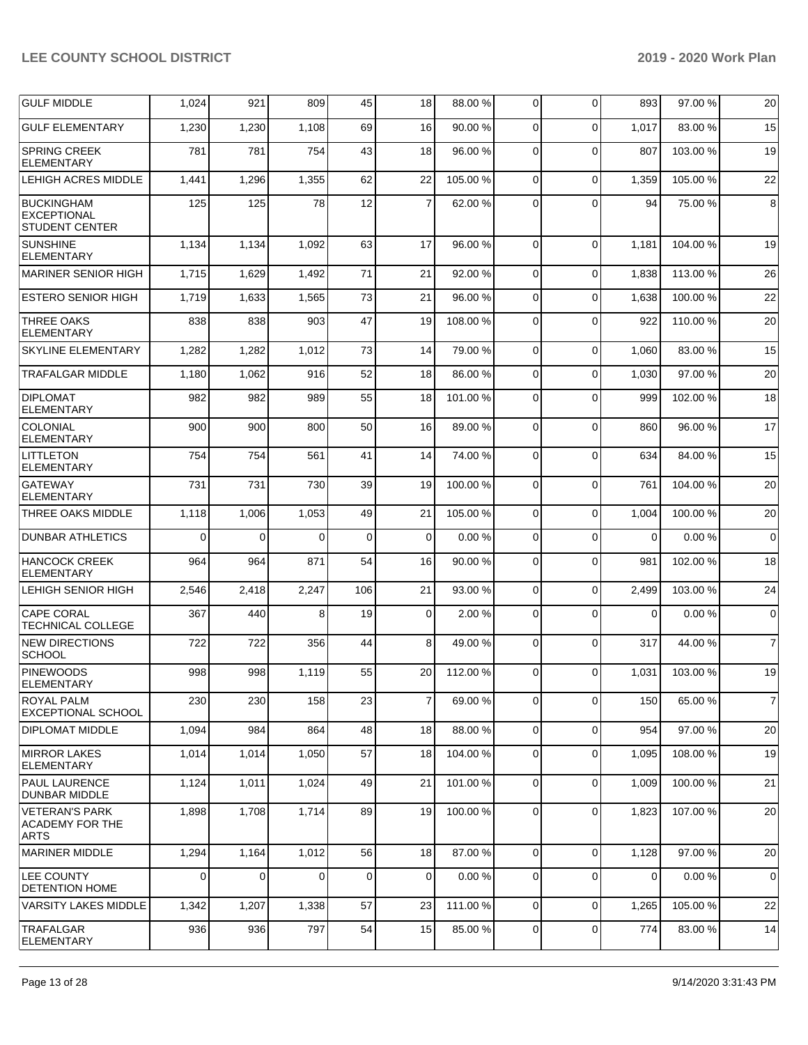| GULF MIDDLE | 1,024 | 921 | 809 | 45 | 18 | 88.00 % | 0 | 0 | 893 | 97.00 % | 20 |
|---|---|---|---|---|---|---|---|---|---|---|---|
| GULF ELEMENTARY | 1,230 | 1,230 | 1,108 | 69 | 16 | 90.00 % | 0 | 0 | 1,017 | 83.00 % | 15 |
| SPRING CREEK ELEMENTARY | 781 | 781 | 754 | 43 | 18 | 96.00 % | 0 | 0 | 807 | 103.00 % | 19 |
| LEHIGH ACRES MIDDLE | 1,441 | 1,296 | 1,355 | 62 | 22 | 105.00 % | 0 | 0 | 1,359 | 105.00 % | 22 |
| BUCKINGHAM EXCEPTIONAL STUDENT CENTER | 125 | 125 | 78 | 12 | 7 | 62.00 % | 0 | 0 | 94 | 75.00 % | 8 |
| SUNSHINE ELEMENTARY | 1,134 | 1,134 | 1,092 | 63 | 17 | 96.00 % | 0 | 0 | 1,181 | 104.00 % | 19 |
| MARINER SENIOR HIGH | 1,715 | 1,629 | 1,492 | 71 | 21 | 92.00 % | 0 | 0 | 1,838 | 113.00 % | 26 |
| ESTERO SENIOR HIGH | 1,719 | 1,633 | 1,565 | 73 | 21 | 96.00 % | 0 | 0 | 1,638 | 100.00 % | 22 |
| THREE OAKS ELEMENTARY | 838 | 838 | 903 | 47 | 19 | 108.00 % | 0 | 0 | 922 | 110.00 % | 20 |
| SKYLINE ELEMENTARY | 1,282 | 1,282 | 1,012 | 73 | 14 | 79.00 % | 0 | 0 | 1,060 | 83.00 % | 15 |
| TRAFALGAR MIDDLE | 1,180 | 1,062 | 916 | 52 | 18 | 86.00 % | 0 | 0 | 1,030 | 97.00 % | 20 |
| DIPLOMAT ELEMENTARY | 982 | 982 | 989 | 55 | 18 | 101.00 % | 0 | 0 | 999 | 102.00 % | 18 |
| COLONIAL ELEMENTARY | 900 | 900 | 800 | 50 | 16 | 89.00 % | 0 | 0 | 860 | 96.00 % | 17 |
| LITTLETON ELEMENTARY | 754 | 754 | 561 | 41 | 14 | 74.00 % | 0 | 0 | 634 | 84.00 % | 15 |
| GATEWAY ELEMENTARY | 731 | 731 | 730 | 39 | 19 | 100.00 % | 0 | 0 | 761 | 104.00 % | 20 |
| THREE OAKS MIDDLE | 1,118 | 1,006 | 1,053 | 49 | 21 | 105.00 % | 0 | 0 | 1,004 | 100.00 % | 20 |
| DUNBAR ATHLETICS | 0 | 0 | 0 | 0 | 0 | 0.00 % | 0 | 0 | 0 | 0.00 % | 0 |
| HANCOCK CREEK ELEMENTARY | 964 | 964 | 871 | 54 | 16 | 90.00 % | 0 | 0 | 981 | 102.00 % | 18 |
| LEHIGH SENIOR HIGH | 2,546 | 2,418 | 2,247 | 106 | 21 | 93.00 % | 0 | 0 | 2,499 | 103.00 % | 24 |
| CAPE CORAL TECHNICAL COLLEGE | 367 | 440 | 8 | 19 | 0 | 2.00 % | 0 | 0 | 0 | 0.00 % | 0 |
| NEW DIRECTIONS SCHOOL | 722 | 722 | 356 | 44 | 8 | 49.00 % | 0 | 0 | 317 | 44.00 % | 7 |
| PINEWOODS ELEMENTARY | 998 | 998 | 1,119 | 55 | 20 | 112.00 % | 0 | 0 | 1,031 | 103.00 % | 19 |
| ROYAL PALM EXCEPTIONAL SCHOOL | 230 | 230 | 158 | 23 | 7 | 69.00 % | 0 | 0 | 150 | 65.00 % | 7 |
| DIPLOMAT MIDDLE | 1,094 | 984 | 864 | 48 | 18 | 88.00 % | 0 | 0 | 954 | 97.00 % | 20 |
| MIRROR LAKES ELEMENTARY | 1,014 | 1,014 | 1,050 | 57 | 18 | 104.00 % | 0 | 0 | 1,095 | 108.00 % | 19 |
| PAUL LAURENCE DUNBAR MIDDLE | 1,124 | 1,011 | 1,024 | 49 | 21 | 101.00 % | 0 | 0 | 1,009 | 100.00 % | 21 |
| VETERAN'S PARK ACADEMY FOR THE ARTS | 1,898 | 1,708 | 1,714 | 89 | 19 | 100.00 % | 0 | 0 | 1,823 | 107.00 % | 20 |
| MARINER MIDDLE | 1,294 | 1,164 | 1,012 | 56 | 18 | 87.00 % | 0 | 0 | 1,128 | 97.00 % | 20 |
| LEE COUNTY DETENTION HOME | 0 | 0 | 0 | 0 | 0 | 0.00 % | 0 | 0 | 0 | 0.00 % | 0 |
| VARSITY LAKES MIDDLE | 1,342 | 1,207 | 1,338 | 57 | 23 | 111.00 % | 0 | 0 | 1,265 | 105.00 % | 22 |
| TRAFALGAR ELEMENTARY | 936 | 936 | 797 | 54 | 15 | 85.00 % | 0 | 0 | 774 | 83.00 % | 14 |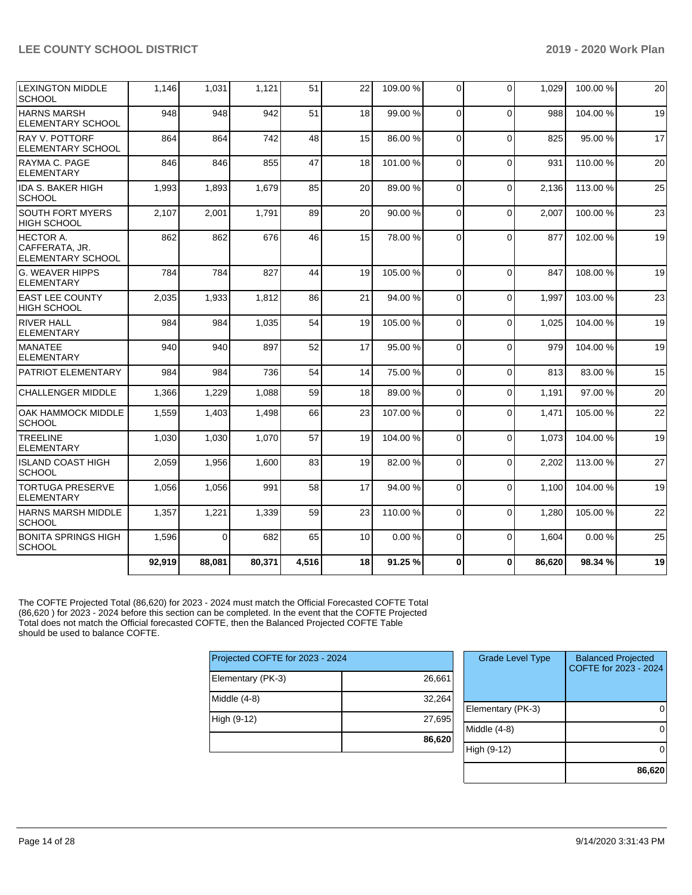| | | | | | | | | | | |
|---|---|---|---|---|---|---|---|---|---|---|
| LEXINGTON MIDDLE SCHOOL | 1,146 | 1,031 | 1,121 | 51 | 22 | 109.00 % | 0 | 0 | 1,029 | 100.00 % | 20 |
| HARNS MARSH ELEMENTARY SCHOOL | 948 | 948 | 942 | 51 | 18 | 99.00 % | 0 | 0 | 988 | 104.00 % | 19 |
| RAY V. POTTORF ELEMENTARY SCHOOL | 864 | 864 | 742 | 48 | 15 | 86.00 % | 0 | 0 | 825 | 95.00 % | 17 |
| RAYMA C. PAGE ELEMENTARY | 846 | 846 | 855 | 47 | 18 | 101.00 % | 0 | 0 | 931 | 110.00 % | 20 |
| IDA S. BAKER HIGH SCHOOL | 1,993 | 1,893 | 1,679 | 85 | 20 | 89.00 % | 0 | 0 | 2,136 | 113.00 % | 25 |
| SOUTH FORT MYERS HIGH SCHOOL | 2,107 | 2,001 | 1,791 | 89 | 20 | 90.00 % | 0 | 0 | 2,007 | 100.00 % | 23 |
| HECTOR A. CAFFERATA, JR. ELEMENTARY SCHOOL | 862 | 862 | 676 | 46 | 15 | 78.00 % | 0 | 0 | 877 | 102.00 % | 19 |
| G. WEAVER HIPPS ELEMENTARY | 784 | 784 | 827 | 44 | 19 | 105.00 % | 0 | 0 | 847 | 108.00 % | 19 |
| EAST LEE COUNTY HIGH SCHOOL | 2,035 | 1,933 | 1,812 | 86 | 21 | 94.00 % | 0 | 0 | 1,997 | 103.00 % | 23 |
| RIVER HALL ELEMENTARY | 984 | 984 | 1,035 | 54 | 19 | 105.00 % | 0 | 0 | 1,025 | 104.00 % | 19 |
| MANATEE ELEMENTARY | 940 | 940 | 897 | 52 | 17 | 95.00 % | 0 | 0 | 979 | 104.00 % | 19 |
| PATRIOT ELEMENTARY | 984 | 984 | 736 | 54 | 14 | 75.00 % | 0 | 0 | 813 | 83.00 % | 15 |
| CHALLENGER MIDDLE | 1,366 | 1,229 | 1,088 | 59 | 18 | 89.00 % | 0 | 0 | 1,191 | 97.00 % | 20 |
| OAK HAMMOCK MIDDLE SCHOOL | 1,559 | 1,403 | 1,498 | 66 | 23 | 107.00 % | 0 | 0 | 1,471 | 105.00 % | 22 |
| TREELINE ELEMENTARY | 1,030 | 1,030 | 1,070 | 57 | 19 | 104.00 % | 0 | 0 | 1,073 | 104.00 % | 19 |
| ISLAND COAST HIGH SCHOOL | 2,059 | 1,956 | 1,600 | 83 | 19 | 82.00 % | 0 | 0 | 2,202 | 113.00 % | 27 |
| TORTUGA PRESERVE ELEMENTARY | 1,056 | 1,056 | 991 | 58 | 17 | 94.00 % | 0 | 0 | 1,100 | 104.00 % | 19 |
| HARNS MARSH MIDDLE SCHOOL | 1,357 | 1,221 | 1,339 | 59 | 23 | 110.00 % | 0 | 0 | 1,280 | 105.00 % | 22 |
| BONITA SPRINGS HIGH SCHOOL | 1,596 | 0 | 682 | 65 | 10 | 0.00 % | 0 | 0 | 1,604 | 0.00 % | 25 |
| | **92,919** | **88,081** | **80,371** | **4,516** | **18** | **91.25 %** | **0** | **0** | **86,620** | **98.34 %** | **19** |

The COFTE Projected Total (86,620) for 2023 - 2024 must match the Official Forecasted COFTE Total (86,620 ) for 2023 - 2024 before this section can be completed. In the event that the COFTE Projected Total does not match the Official forecasted COFTE, then the Balanced Projected COFTE Table should be used to balance COFTE.

| Projected COFTE for 2023 - 2024 | |
|---|---|
| Elementary (PK-3) | 26,661 |
| Middle (4-8) | 32,264 |
| High (9-12) | 27,695 |
| | **86,620** |

| Grade Level Type | Balanced Projected COFTE for 2023 - 2024 |
|---|---|
| Elementary (PK-3) | 0 |
| Middle (4-8) | 0 |
| High (9-12) | 0 |
| | **86,620** |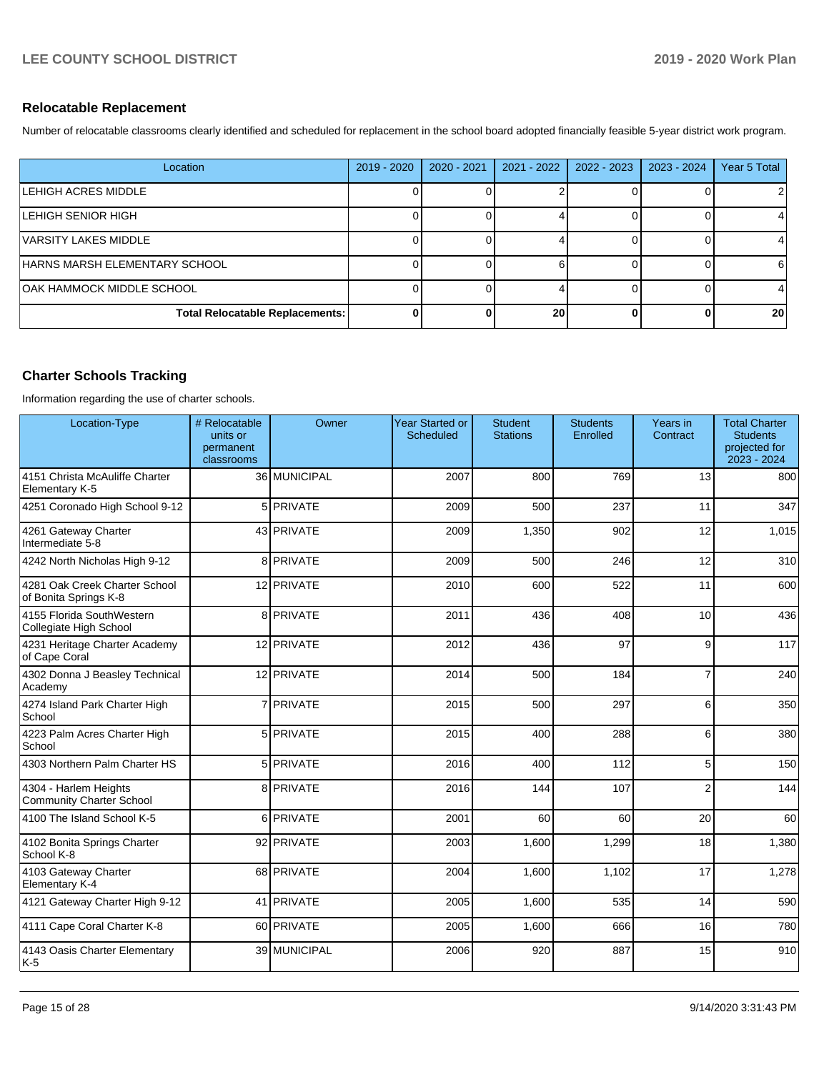## Relocatable Replacement

Number of relocatable classrooms clearly identified and scheduled for replacement in the school board adopted financially feasible 5-year district work program.

| Location | 2019 - 2020 | 2020 - 2021 | 2021 - 2022 | 2022 - 2023 | 2023 - 2024 | Year 5 Total |
|---|---|---|---|---|---|---|
| LEHIGH ACRES MIDDLE | 0 | 0 | 2 | 0 | 0 | 2 |
| LEHIGH SENIOR HIGH | 0 | 0 | 4 | 0 | 0 | 4 |
| VARSITY LAKES MIDDLE | 0 | 0 | 4 | 0 | 0 | 4 |
| HARNS MARSH ELEMENTARY SCHOOL | 0 | 0 | 6 | 0 | 0 | 6 |
| OAK HAMMOCK MIDDLE SCHOOL | 0 | 0 | 4 | 0 | 0 | 4 |
| **Total Relocatable Replacements:** | **0** | **0** | **20** | **0** | **0** | **20** |

## Charter Schools Tracking

Information regarding the use of charter schools.

| Location-Type | # Relocatable units or permanent classrooms | Owner | Year Started or Scheduled | Student Stations | Students Enrolled | Years in Contract | Total Charter Students projected for 2023 - 2024 |
|---|---|---|---|---|---|---|---|
| 4151 Christa McAuliffe Charter Elementary K-5 | 36 | MUNICIPAL | 2007 | 800 | 769 | 13 | 800 |
| 4251 Coronado High School 9-12 | 5 | PRIVATE | 2009 | 500 | 237 | 11 | 347 |
| 4261 Gateway Charter Intermediate 5-8 | 43 | PRIVATE | 2009 | 1,350 | 902 | 12 | 1,015 |
| 4242 North Nicholas High 9-12 | 8 | PRIVATE | 2009 | 500 | 246 | 12 | 310 |
| 4281 Oak Creek Charter School of Bonita Springs K-8 | 12 | PRIVATE | 2010 | 600 | 522 | 11 | 600 |
| 4155 Florida SouthWestern Collegiate High School | 8 | PRIVATE | 2011 | 436 | 408 | 10 | 436 |
| 4231 Heritage Charter Academy of Cape Coral | 12 | PRIVATE | 2012 | 436 | 97 | 9 | 117 |
| 4302 Donna J Beasley Technical Academy | 12 | PRIVATE | 2014 | 500 | 184 | 7 | 240 |
| 4274 Island Park Charter High School | 7 | PRIVATE | 2015 | 500 | 297 | 6 | 350 |
| 4223 Palm Acres Charter High School | 5 | PRIVATE | 2015 | 400 | 288 | 6 | 380 |
| 4303 Northern Palm Charter HS | 5 | PRIVATE | 2016 | 400 | 112 | 5 | 150 |
| 4304 - Harlem Heights Community Charter School | 8 | PRIVATE | 2016 | 144 | 107 | 2 | 144 |
| 4100 The Island School K-5 | 6 | PRIVATE | 2001 | 60 | 60 | 20 | 60 |
| 4102 Bonita Springs Charter School K-8 | 92 | PRIVATE | 2003 | 1,600 | 1,299 | 18 | 1,380 |
| 4103 Gateway Charter Elementary K-4 | 68 | PRIVATE | 2004 | 1,600 | 1,102 | 17 | 1,278 |
| 4121 Gateway Charter High 9-12 | 41 | PRIVATE | 2005 | 1,600 | 535 | 14 | 590 |
| 4111 Cape Coral Charter K-8 | 60 | PRIVATE | 2005 | 1,600 | 666 | 16 | 780 |
| 4143 Oasis Charter Elementary K-5 | 39 | MUNICIPAL | 2006 | 920 | 887 | 15 | 910 |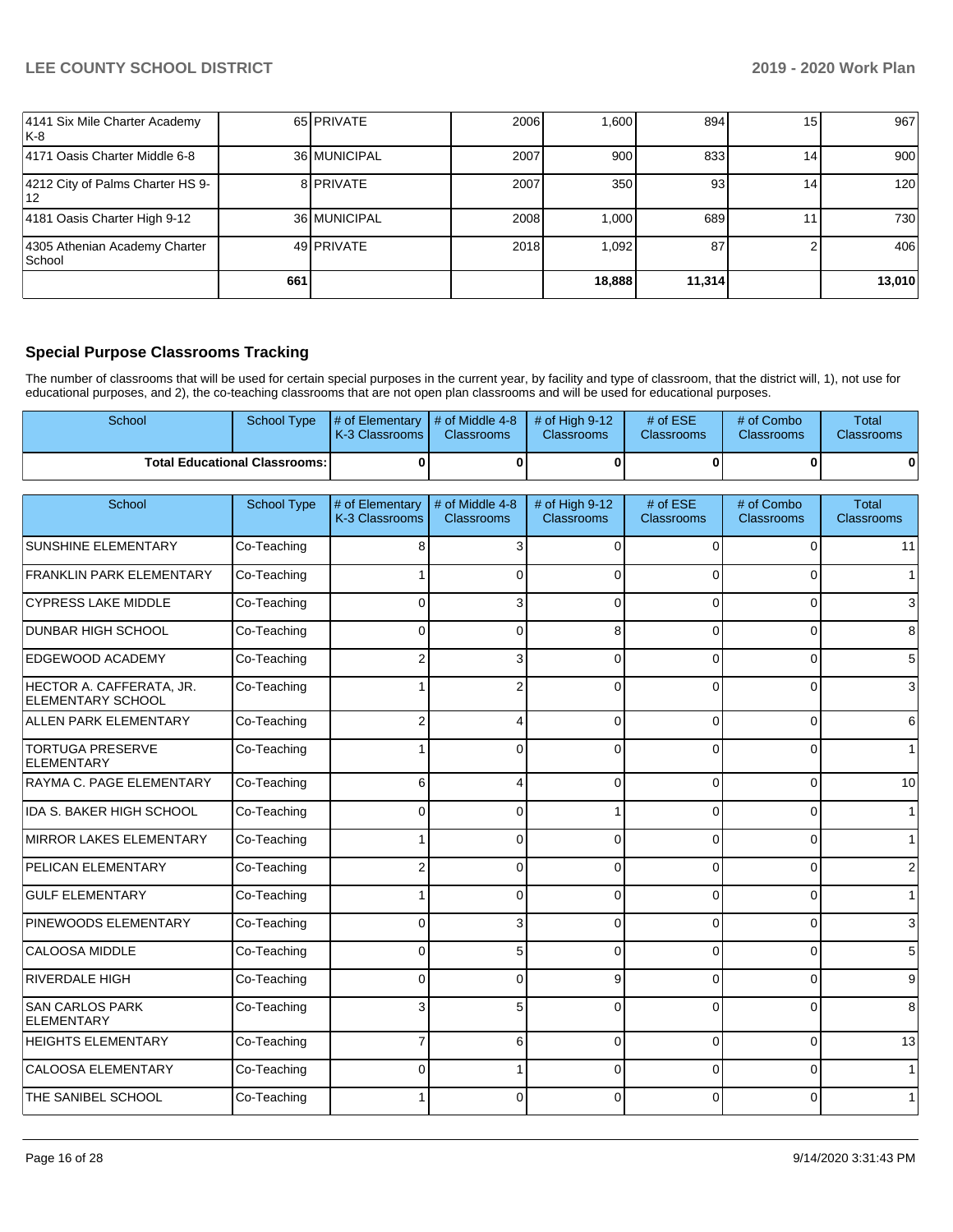| 4141 Six Mile Charter Academy K-8 | 65 | PRIVATE | 2006 | 1,600 | 894 | 15 | 967 |
|---|---|---|---|---|---|---|---|
| 4171 Oasis Charter Middle 6-8 | 36 | MUNICIPAL | 2007 | 900 | 833 | 14 | 900 |
| 4212 City of Palms Charter HS 9-12 | 8 | PRIVATE | 2007 | 350 | 93 | 14 | 120 |
| 4181 Oasis Charter High 9-12 | 36 | MUNICIPAL | 2008 | 1,000 | 689 | 11 | 730 |
| 4305 Athenian Academy Charter School | 49 | PRIVATE | 2018 | 1,092 | 87 | 2 | 406 |
| | 661 | | | 18,888 | 11,314 | | 13,010 |

## Special Purpose Classrooms Tracking

The number of classrooms that will be used for certain special purposes in the current year, by facility and type of classroom, that the district will, 1), not use for educational purposes, and 2), the co-teaching classrooms that are not open plan classrooms and will be used for educational purposes.

| School | School Type | # of Elementary K-3 Classrooms | # of Middle 4-8 Classrooms | # of High 9-12 Classrooms | # of ESE Classrooms | # of Combo Classrooms | Total Classrooms |
|---|---|---|---|---|---|---|---|
| **Total Educational Classrooms:** | | 0 | 0 | 0 | 0 | 0 | 0 |

| School | School Type | # of Elementary K-3 Classrooms | # of Middle 4-8 Classrooms | # of High 9-12 Classrooms | # of ESE Classrooms | # of Combo Classrooms | Total Classrooms |
|---|---|---|---|---|---|---|---|
| SUNSHINE ELEMENTARY | Co-Teaching | 8 | 3 | 0 | 0 | 0 | 11 |
| FRANKLIN PARK ELEMENTARY | Co-Teaching | 1 | 0 | 0 | 0 | 0 | 1 |
| CYPRESS LAKE MIDDLE | Co-Teaching | 0 | 3 | 0 | 0 | 0 | 3 |
| DUNBAR HIGH SCHOOL | Co-Teaching | 0 | 0 | 8 | 0 | 0 | 8 |
| EDGEWOOD ACADEMY | Co-Teaching | 2 | 3 | 0 | 0 | 0 | 5 |
| HECTOR A. CAFFERATA, JR. ELEMENTARY SCHOOL | Co-Teaching | 1 | 2 | 0 | 0 | 0 | 3 |
| ALLEN PARK ELEMENTARY | Co-Teaching | 2 | 4 | 0 | 0 | 0 | 6 |
| TORTUGA PRESERVE ELEMENTARY | Co-Teaching | 1 | 0 | 0 | 0 | 0 | 1 |
| RAYMA C. PAGE ELEMENTARY | Co-Teaching | 6 | 4 | 0 | 0 | 0 | 10 |
| IDA S. BAKER HIGH SCHOOL | Co-Teaching | 0 | 0 | 1 | 0 | 0 | 1 |
| MIRROR LAKES ELEMENTARY | Co-Teaching | 1 | 0 | 0 | 0 | 0 | 1 |
| PELICAN ELEMENTARY | Co-Teaching | 2 | 0 | 0 | 0 | 0 | 2 |
| GULF ELEMENTARY | Co-Teaching | 1 | 0 | 0 | 0 | 0 | 1 |
| PINEWOODS ELEMENTARY | Co-Teaching | 0 | 3 | 0 | 0 | 0 | 3 |
| CALOOSA MIDDLE | Co-Teaching | 0 | 5 | 0 | 0 | 0 | 5 |
| RIVERDALE HIGH | Co-Teaching | 0 | 0 | 9 | 0 | 0 | 9 |
| SAN CARLOS PARK ELEMENTARY | Co-Teaching | 3 | 5 | 0 | 0 | 0 | 8 |
| HEIGHTS ELEMENTARY | Co-Teaching | 7 | 6 | 0 | 0 | 0 | 13 |
| CALOOSA ELEMENTARY | Co-Teaching | 0 | 1 | 0 | 0 | 0 | 1 |
| THE SANIBEL SCHOOL | Co-Teaching | 1 | 0 | 0 | 0 | 0 | 1 |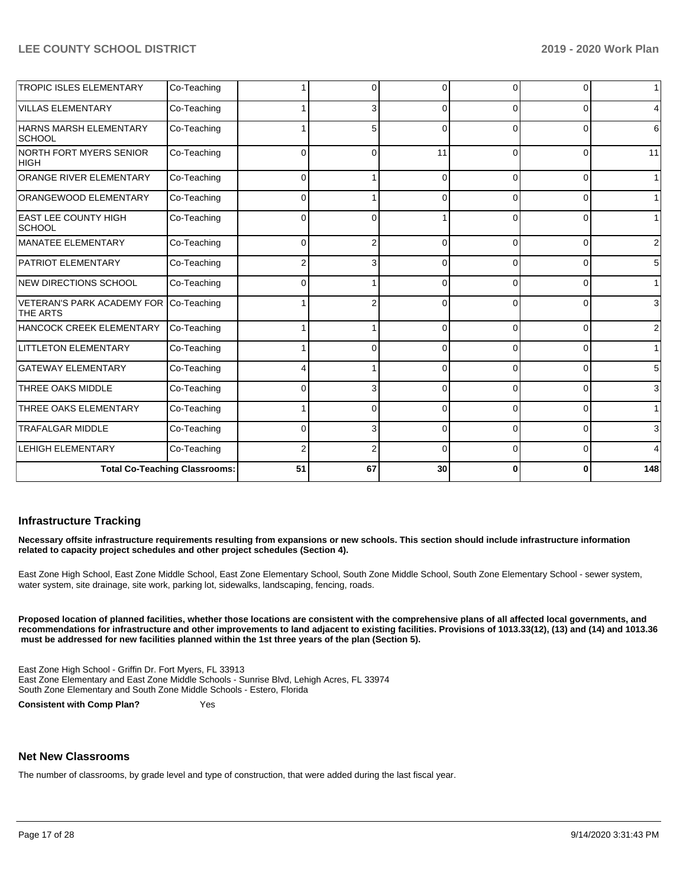| | | | | | | | |
|---|---|---|---|---|---|---|---|
| TROPIC ISLES ELEMENTARY | Co-Teaching | 1 | 0 | 0 | 0 | 0 | 1 |
| VILLAS ELEMENTARY | Co-Teaching | 1 | 3 | 0 | 0 | 0 | 4 |
| HARNS MARSH ELEMENTARY SCHOOL | Co-Teaching | 1 | 5 | 0 | 0 | 0 | 6 |
| NORTH FORT MYERS SENIOR HIGH | Co-Teaching | 0 | 0 | 11 | 0 | 0 | 11 |
| ORANGE RIVER ELEMENTARY | Co-Teaching | 0 | 1 | 0 | 0 | 0 | 1 |
| ORANGEWOOD ELEMENTARY | Co-Teaching | 0 | 1 | 0 | 0 | 0 | 1 |
| EAST LEE COUNTY HIGH SCHOOL | Co-Teaching | 0 | 0 | 1 | 0 | 0 | 1 |
| MANATEE ELEMENTARY | Co-Teaching | 0 | 2 | 0 | 0 | 0 | 2 |
| PATRIOT ELEMENTARY | Co-Teaching | 2 | 3 | 0 | 0 | 0 | 5 |
| NEW DIRECTIONS SCHOOL | Co-Teaching | 0 | 1 | 0 | 0 | 0 | 1 |
| VETERAN'S PARK ACADEMY FOR THE ARTS | Co-Teaching | 1 | 2 | 0 | 0 | 0 | 3 |
| HANCOCK CREEK ELEMENTARY | Co-Teaching | 1 | 1 | 0 | 0 | 0 | 2 |
| LITTLETON ELEMENTARY | Co-Teaching | 1 | 0 | 0 | 0 | 0 | 1 |
| GATEWAY ELEMENTARY | Co-Teaching | 4 | 1 | 0 | 0 | 0 | 5 |
| THREE OAKS MIDDLE | Co-Teaching | 0 | 3 | 0 | 0 | 0 | 3 |
| THREE OAKS ELEMENTARY | Co-Teaching | 1 | 0 | 0 | 0 | 0 | 1 |
| TRAFALGAR MIDDLE | Co-Teaching | 0 | 3 | 0 | 0 | 0 | 3 |
| LEHIGH ELEMENTARY | Co-Teaching | 2 | 2 | 0 | 0 | 0 | 4 |
| **Total Co-Teaching Classrooms:** | | **51** | **67** | **30** | **0** | **0** | **148** |

## Infrastructure Tracking

**Necessary offsite infrastructure requirements resulting from expansions or new schools. This section should include infrastructure information related to capacity project schedules and other project schedules (Section 4).**

East Zone High School, East Zone Middle School, East Zone Elementary School, South Zone Middle School, South Zone Elementary School - sewer system, water system, site drainage, site work, parking lot, sidewalks, landscaping, fencing, roads.

**Proposed location of planned facilities, whether those locations are consistent with the comprehensive plans of all affected local governments, and recommendations for infrastructure and other improvements to land adjacent to existing facilities. Provisions of 1013.33(12), (13) and (14) and 1013.36 must be addressed for new facilities planned within the 1st three years of the plan (Section 5).**

East Zone High School - Griffin Dr. Fort Myers, FL 33913
East Zone Elementary and East Zone Middle Schools - Sunrise Blvd, Lehigh Acres, FL 33974
South Zone Elementary and South Zone Middle Schools - Estero, Florida

**Consistent with Comp Plan?** Yes

## Net New Classrooms

The number of classrooms, by grade level and type of construction, that were added during the last fiscal year.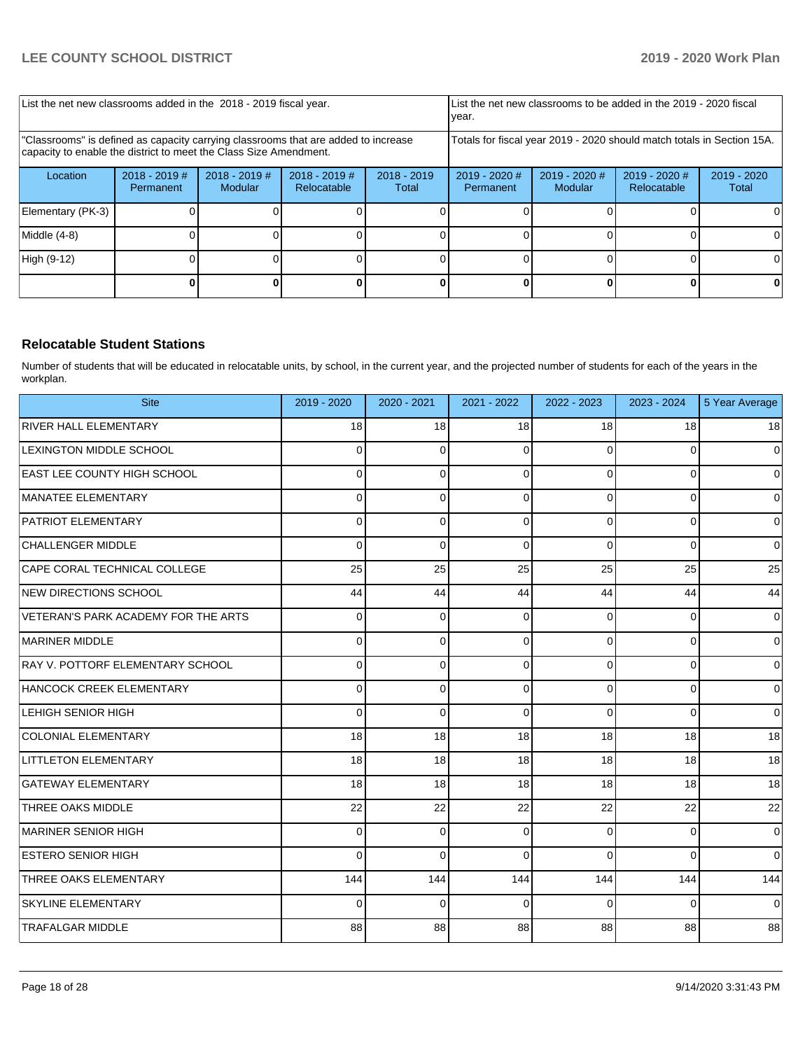| List the net new classrooms added in the 2018 - 2019 fiscal year. | | | | | List the net new classrooms to be added in the 2019 - 2020 fiscal year. | | | |
|---|---|---|---|---|---|---|---|---|
| "Classrooms" is defined as capacity carrying classrooms that are added to increase capacity to enable the district to meet the Class Size Amendment. | | | | | Totals for fiscal year 2019 - 2020 should match totals in Section 15A. | | | |
| Location | 2018 - 2019 # Permanent | 2018 - 2019 # Modular | 2018 - 2019 # Relocatable | 2018 - 2019 Total | 2019 - 2020 # Permanent | 2019 - 2020 # Modular | 2019 - 2020 # Relocatable | 2019 - 2020 Total |
| Elementary (PK-3) | 0 | 0 | 0 | 0 | 0 | 0 | 0 | 0 |
| Middle (4-8) | 0 | 0 | 0 | 0 | 0 | 0 | 0 | 0 |
| High (9-12) | 0 | 0 | 0 | 0 | 0 | 0 | 0 | 0 |
| | **0** | **0** | **0** | **0** | **0** | **0** | **0** | **0** |

## Relocatable Student Stations

Number of students that will be educated in relocatable units, by school, in the current year, and the projected number of students for each of the years in the workplan.

| Site | 2019 - 2020 | 2020 - 2021 | 2021 - 2022 | 2022 - 2023 | 2023 - 2024 | 5 Year Average |
|---|---|---|---|---|---|---|
| RIVER HALL ELEMENTARY | 18 | 18 | 18 | 18 | 18 | 18 |
| LEXINGTON MIDDLE SCHOOL | 0 | 0 | 0 | 0 | 0 | 0 |
| EAST LEE COUNTY HIGH SCHOOL | 0 | 0 | 0 | 0 | 0 | 0 |
| MANATEE ELEMENTARY | 0 | 0 | 0 | 0 | 0 | 0 |
| PATRIOT ELEMENTARY | 0 | 0 | 0 | 0 | 0 | 0 |
| CHALLENGER MIDDLE | 0 | 0 | 0 | 0 | 0 | 0 |
| CAPE CORAL TECHNICAL COLLEGE | 25 | 25 | 25 | 25 | 25 | 25 |
| NEW DIRECTIONS SCHOOL | 44 | 44 | 44 | 44 | 44 | 44 |
| VETERAN'S PARK ACADEMY FOR THE ARTS | 0 | 0 | 0 | 0 | 0 | 0 |
| MARINER MIDDLE | 0 | 0 | 0 | 0 | 0 | 0 |
| RAY V. POTTORF ELEMENTARY SCHOOL | 0 | 0 | 0 | 0 | 0 | 0 |
| HANCOCK CREEK ELEMENTARY | 0 | 0 | 0 | 0 | 0 | 0 |
| LEHIGH SENIOR HIGH | 0 | 0 | 0 | 0 | 0 | 0 |
| COLONIAL ELEMENTARY | 18 | 18 | 18 | 18 | 18 | 18 |
| LITTLETON ELEMENTARY | 18 | 18 | 18 | 18 | 18 | 18 |
| GATEWAY ELEMENTARY | 18 | 18 | 18 | 18 | 18 | 18 |
| THREE OAKS MIDDLE | 22 | 22 | 22 | 22 | 22 | 22 |
| MARINER SENIOR HIGH | 0 | 0 | 0 | 0 | 0 | 0 |
| ESTERO SENIOR HIGH | 0 | 0 | 0 | 0 | 0 | 0 |
| THREE OAKS ELEMENTARY | 144 | 144 | 144 | 144 | 144 | 144 |
| SKYLINE ELEMENTARY | 0 | 0 | 0 | 0 | 0 | 0 |
| TRAFALGAR MIDDLE | 88 | 88 | 88 | 88 | 88 | 88 |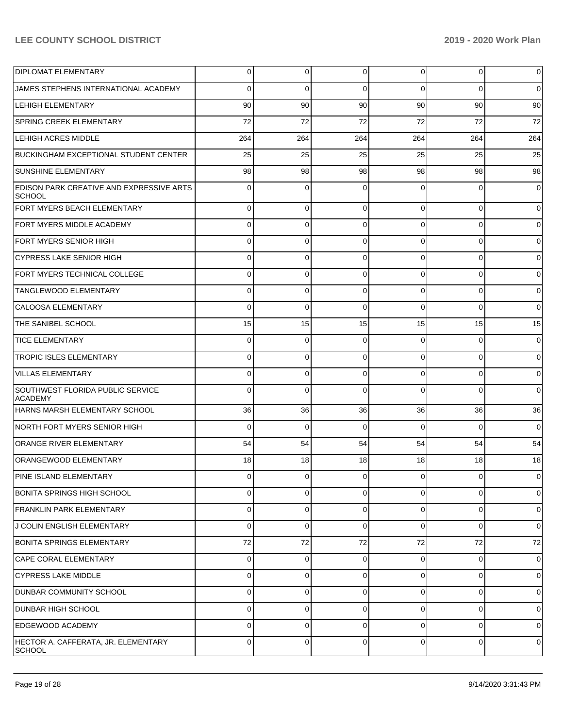| | | | | | | |
|---|---|---|---|---|---|---|
| DIPLOMAT ELEMENTARY | 0 | 0 | 0 | 0 | 0 | 0 |
| JAMES STEPHENS INTERNATIONAL ACADEMY | 0 | 0 | 0 | 0 | 0 | 0 |
| LEHIGH ELEMENTARY | 90 | 90 | 90 | 90 | 90 | 90 |
| SPRING CREEK ELEMENTARY | 72 | 72 | 72 | 72 | 72 | 72 |
| LEHIGH ACRES MIDDLE | 264 | 264 | 264 | 264 | 264 | 264 |
| BUCKINGHAM EXCEPTIONAL STUDENT CENTER | 25 | 25 | 25 | 25 | 25 | 25 |
| SUNSHINE ELEMENTARY | 98 | 98 | 98 | 98 | 98 | 98 |
| EDISON PARK CREATIVE AND EXPRESSIVE ARTS SCHOOL | 0 | 0 | 0 | 0 | 0 | 0 |
| FORT MYERS BEACH ELEMENTARY | 0 | 0 | 0 | 0 | 0 | 0 |
| FORT MYERS MIDDLE ACADEMY | 0 | 0 | 0 | 0 | 0 | 0 |
| FORT MYERS SENIOR HIGH | 0 | 0 | 0 | 0 | 0 | 0 |
| CYPRESS LAKE SENIOR HIGH | 0 | 0 | 0 | 0 | 0 | 0 |
| FORT MYERS TECHNICAL COLLEGE | 0 | 0 | 0 | 0 | 0 | 0 |
| TANGLEWOOD ELEMENTARY | 0 | 0 | 0 | 0 | 0 | 0 |
| CALOOSA ELEMENTARY | 0 | 0 | 0 | 0 | 0 | 0 |
| THE SANIBEL SCHOOL | 15 | 15 | 15 | 15 | 15 | 15 |
| TICE ELEMENTARY | 0 | 0 | 0 | 0 | 0 | 0 |
| TROPIC ISLES ELEMENTARY | 0 | 0 | 0 | 0 | 0 | 0 |
| VILLAS ELEMENTARY | 0 | 0 | 0 | 0 | 0 | 0 |
| SOUTHWEST FLORIDA PUBLIC SERVICE ACADEMY | 0 | 0 | 0 | 0 | 0 | 0 |
| HARNS MARSH ELEMENTARY SCHOOL | 36 | 36 | 36 | 36 | 36 | 36 |
| NORTH FORT MYERS SENIOR HIGH | 0 | 0 | 0 | 0 | 0 | 0 |
| ORANGE RIVER ELEMENTARY | 54 | 54 | 54 | 54 | 54 | 54 |
| ORANGEWOOD ELEMENTARY | 18 | 18 | 18 | 18 | 18 | 18 |
| PINE ISLAND ELEMENTARY | 0 | 0 | 0 | 0 | 0 | 0 |
| BONITA SPRINGS HIGH SCHOOL | 0 | 0 | 0 | 0 | 0 | 0 |
| FRANKLIN PARK ELEMENTARY | 0 | 0 | 0 | 0 | 0 | 0 |
| J COLIN ENGLISH ELEMENTARY | 0 | 0 | 0 | 0 | 0 | 0 |
| BONITA SPRINGS ELEMENTARY | 72 | 72 | 72 | 72 | 72 | 72 |
| CAPE CORAL ELEMENTARY | 0 | 0 | 0 | 0 | 0 | 0 |
| CYPRESS LAKE MIDDLE | 0 | 0 | 0 | 0 | 0 | 0 |
| DUNBAR COMMUNITY SCHOOL | 0 | 0 | 0 | 0 | 0 | 0 |
| DUNBAR HIGH SCHOOL | 0 | 0 | 0 | 0 | 0 | 0 |
| EDGEWOOD ACADEMY | 0 | 0 | 0 | 0 | 0 | 0 |
| HECTOR A. CAFFERATA, JR. ELEMENTARY SCHOOL | 0 | 0 | 0 | 0 | 0 | 0 |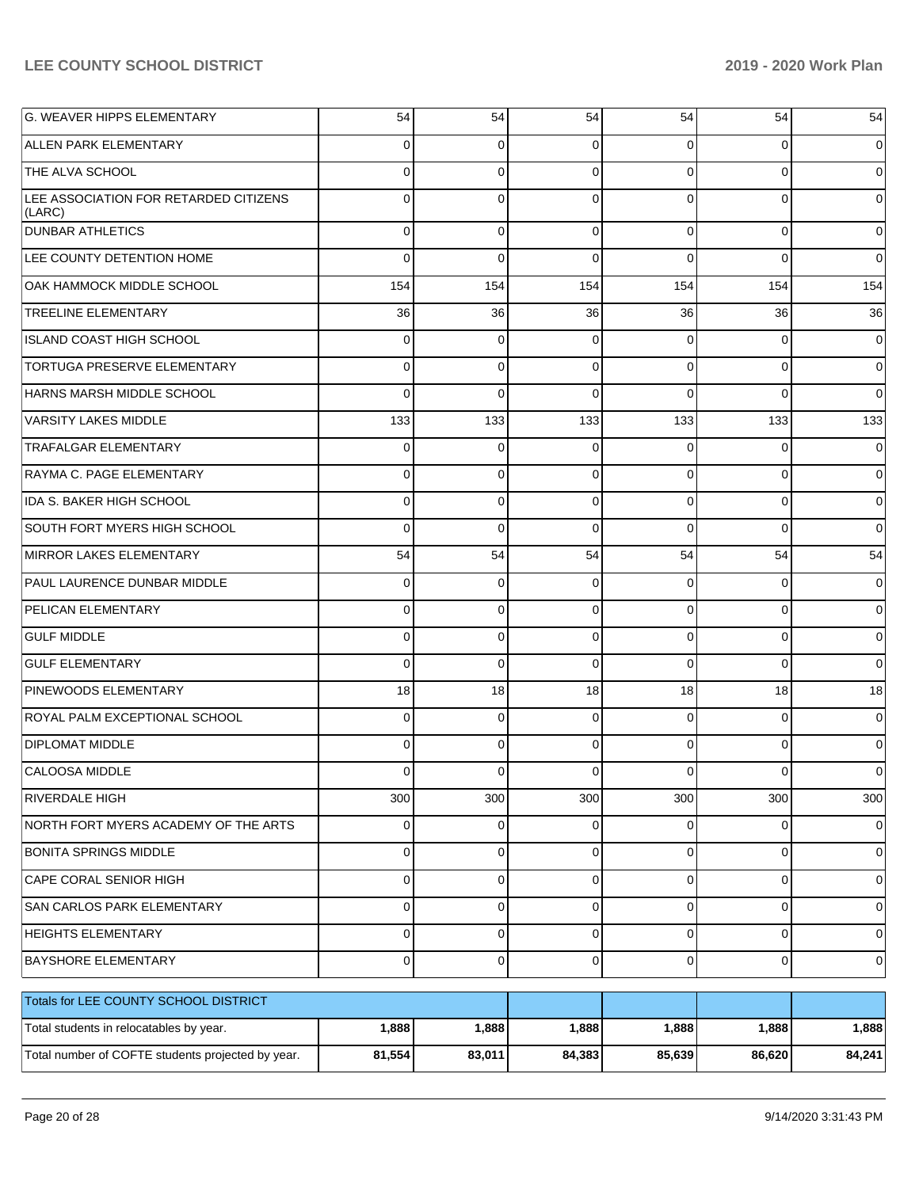| | | | | | | |
|---|---|---|---|---|---|---|
| G. WEAVER HIPPS ELEMENTARY | 54 | 54 | 54 | 54 | 54 | 54 |
| ALLEN PARK ELEMENTARY | 0 | 0 | 0 | 0 | 0 | 0 |
| THE ALVA SCHOOL | 0 | 0 | 0 | 0 | 0 | 0 |
| LEE ASSOCIATION FOR RETARDED CITIZENS (LARC) | 0 | 0 | 0 | 0 | 0 | 0 |
| DUNBAR ATHLETICS | 0 | 0 | 0 | 0 | 0 | 0 |
| LEE COUNTY DETENTION HOME | 0 | 0 | 0 | 0 | 0 | 0 |
| OAK HAMMOCK MIDDLE SCHOOL | 154 | 154 | 154 | 154 | 154 | 154 |
| TREELINE ELEMENTARY | 36 | 36 | 36 | 36 | 36 | 36 |
| ISLAND COAST HIGH SCHOOL | 0 | 0 | 0 | 0 | 0 | 0 |
| TORTUGA PRESERVE ELEMENTARY | 0 | 0 | 0 | 0 | 0 | 0 |
| HARNS MARSH MIDDLE SCHOOL | 0 | 0 | 0 | 0 | 0 | 0 |
| VARSITY LAKES MIDDLE | 133 | 133 | 133 | 133 | 133 | 133 |
| TRAFALGAR ELEMENTARY | 0 | 0 | 0 | 0 | 0 | 0 |
| RAYMA C. PAGE ELEMENTARY | 0 | 0 | 0 | 0 | 0 | 0 |
| IDA S. BAKER HIGH SCHOOL | 0 | 0 | 0 | 0 | 0 | 0 |
| SOUTH FORT MYERS HIGH SCHOOL | 0 | 0 | 0 | 0 | 0 | 0 |
| MIRROR LAKES ELEMENTARY | 54 | 54 | 54 | 54 | 54 | 54 |
| PAUL LAURENCE DUNBAR MIDDLE | 0 | 0 | 0 | 0 | 0 | 0 |
| PELICAN ELEMENTARY | 0 | 0 | 0 | 0 | 0 | 0 |
| GULF MIDDLE | 0 | 0 | 0 | 0 | 0 | 0 |
| GULF ELEMENTARY | 0 | 0 | 0 | 0 | 0 | 0 |
| PINEWOODS ELEMENTARY | 18 | 18 | 18 | 18 | 18 | 18 |
| ROYAL PALM EXCEPTIONAL SCHOOL | 0 | 0 | 0 | 0 | 0 | 0 |
| DIPLOMAT MIDDLE | 0 | 0 | 0 | 0 | 0 | 0 |
| CALOOSA MIDDLE | 0 | 0 | 0 | 0 | 0 | 0 |
| RIVERDALE HIGH | 300 | 300 | 300 | 300 | 300 | 300 |
| NORTH FORT MYERS ACADEMY OF THE ARTS | 0 | 0 | 0 | 0 | 0 | 0 |
| BONITA SPRINGS MIDDLE | 0 | 0 | 0 | 0 | 0 | 0 |
| CAPE CORAL SENIOR HIGH | 0 | 0 | 0 | 0 | 0 | 0 |
| SAN CARLOS PARK ELEMENTARY | 0 | 0 | 0 | 0 | 0 | 0 |
| HEIGHTS ELEMENTARY | 0 | 0 | 0 | 0 | 0 | 0 |
| BAYSHORE ELEMENTARY | 0 | 0 | 0 | 0 | 0 | 0 |

| Totals for LEE COUNTY SCHOOL DISTRICT | | | | | | |
|---|---|---|---|---|---|---|
| Total students in relocatables by year. | **1,888** | **1,888** | **1,888** | **1,888** | **1,888** | **1,888** |
| Total number of COFTE students projected by year. | **81,554** | **83,011** | **84,383** | **85,639** | **86,620** | **84,241** |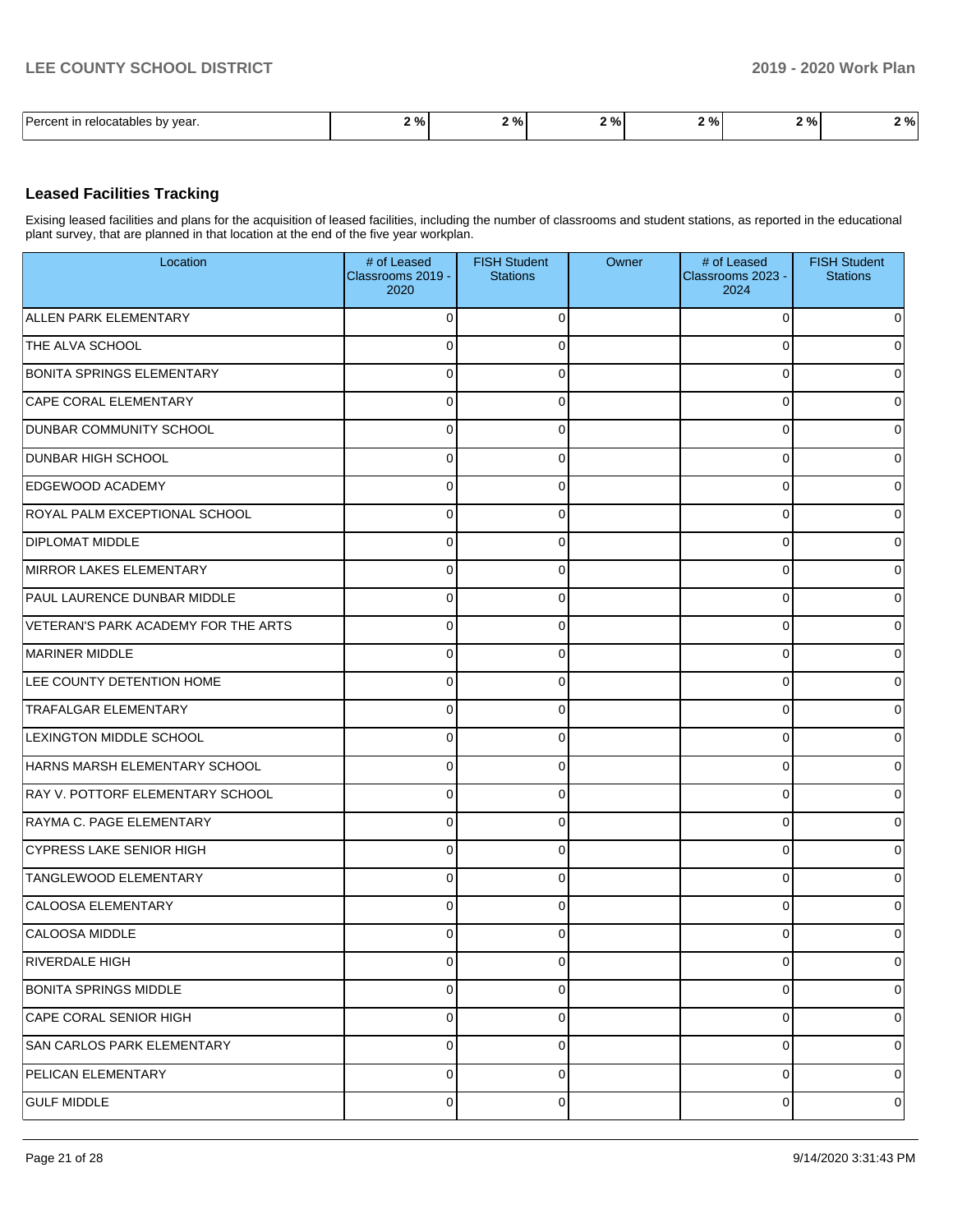| Percent in relocatables by year. | 2 % | 2 % | 2 % | 2 % | 2 % | 2 % |
|---|---|---|---|---|---|---|

## Leased Facilities Tracking

Exising leased facilities and plans for the acquisition of leased facilities, including the number of classrooms and student stations, as reported in the educational plant survey, that are planned in that location at the end of the five year workplan.

| Location | # of Leased Classrooms 2019 - 2020 | FISH Student Stations | Owner | # of Leased Classrooms 2023 - 2024 | FISH Student Stations |
|---|---|---|---|---|---|
| ALLEN PARK ELEMENTARY | 0 | 0 | | 0 | 0 |
| THE ALVA SCHOOL | 0 | 0 | | 0 | 0 |
| BONITA SPRINGS ELEMENTARY | 0 | 0 | | 0 | 0 |
| CAPE CORAL ELEMENTARY | 0 | 0 | | 0 | 0 |
| DUNBAR COMMUNITY SCHOOL | 0 | 0 | | 0 | 0 |
| DUNBAR HIGH SCHOOL | 0 | 0 | | 0 | 0 |
| EDGEWOOD ACADEMY | 0 | 0 | | 0 | 0 |
| ROYAL PALM EXCEPTIONAL SCHOOL | 0 | 0 | | 0 | 0 |
| DIPLOMAT MIDDLE | 0 | 0 | | 0 | 0 |
| MIRROR LAKES ELEMENTARY | 0 | 0 | | 0 | 0 |
| PAUL LAURENCE DUNBAR MIDDLE | 0 | 0 | | 0 | 0 |
| VETERAN'S PARK ACADEMY FOR THE ARTS | 0 | 0 | | 0 | 0 |
| MARINER MIDDLE | 0 | 0 | | 0 | 0 |
| LEE COUNTY DETENTION HOME | 0 | 0 | | 0 | 0 |
| TRAFALGAR ELEMENTARY | 0 | 0 | | 0 | 0 |
| LEXINGTON MIDDLE SCHOOL | 0 | 0 | | 0 | 0 |
| HARNS MARSH ELEMENTARY SCHOOL | 0 | 0 | | 0 | 0 |
| RAY V. POTTORF ELEMENTARY SCHOOL | 0 | 0 | | 0 | 0 |
| RAYMA C. PAGE ELEMENTARY | 0 | 0 | | 0 | 0 |
| CYPRESS LAKE SENIOR HIGH | 0 | 0 | | 0 | 0 |
| TANGLEWOOD ELEMENTARY | 0 | 0 | | 0 | 0 |
| CALOOSA ELEMENTARY | 0 | 0 | | 0 | 0 |
| CALOOSA MIDDLE | 0 | 0 | | 0 | 0 |
| RIVERDALE HIGH | 0 | 0 | | 0 | 0 |
| BONITA SPRINGS MIDDLE | 0 | 0 | | 0 | 0 |
| CAPE CORAL SENIOR HIGH | 0 | 0 | | 0 | 0 |
| SAN CARLOS PARK ELEMENTARY | 0 | 0 | | 0 | 0 |
| PELICAN ELEMENTARY | 0 | 0 | | 0 | 0 |
| GULF MIDDLE | 0 | 0 | | 0 | 0 |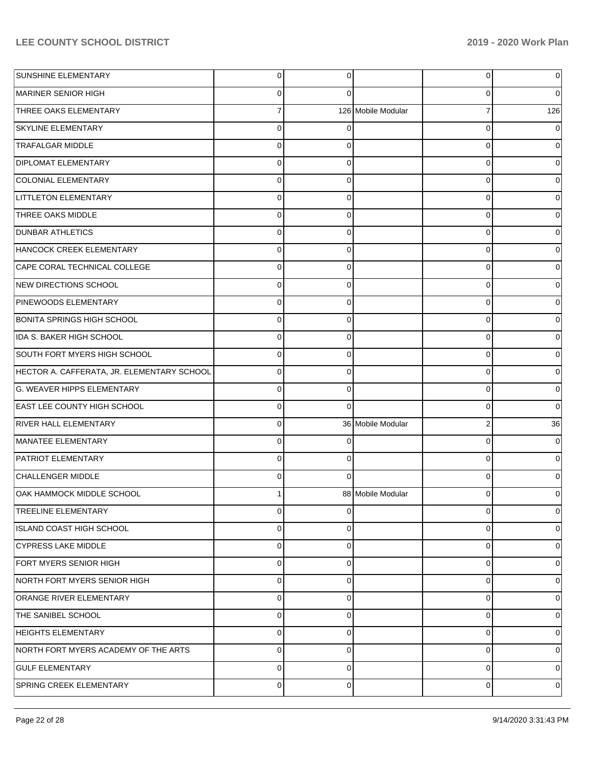| | | | | | |
|---|---|---|---|---|---|
| SUNSHINE ELEMENTARY | 0 | 0 | | 0 | 0 |
| MARINER SENIOR HIGH | 0 | 0 | | 0 | 0 |
| THREE OAKS ELEMENTARY | 7 | 126 | Mobile Modular | 7 | 126 |
| SKYLINE ELEMENTARY | 0 | 0 | | 0 | 0 |
| TRAFALGAR MIDDLE | 0 | 0 | | 0 | 0 |
| DIPLOMAT ELEMENTARY | 0 | 0 | | 0 | 0 |
| COLONIAL ELEMENTARY | 0 | 0 | | 0 | 0 |
| LITTLETON ELEMENTARY | 0 | 0 | | 0 | 0 |
| THREE OAKS MIDDLE | 0 | 0 | | 0 | 0 |
| DUNBAR ATHLETICS | 0 | 0 | | 0 | 0 |
| HANCOCK CREEK ELEMENTARY | 0 | 0 | | 0 | 0 |
| CAPE CORAL TECHNICAL COLLEGE | 0 | 0 | | 0 | 0 |
| NEW DIRECTIONS SCHOOL | 0 | 0 | | 0 | 0 |
| PINEWOODS ELEMENTARY | 0 | 0 | | 0 | 0 |
| BONITA SPRINGS HIGH SCHOOL | 0 | 0 | | 0 | 0 |
| IDA S. BAKER HIGH SCHOOL | 0 | 0 | | 0 | 0 |
| SOUTH FORT MYERS HIGH SCHOOL | 0 | 0 | | 0 | 0 |
| HECTOR A. CAFFERATA, JR. ELEMENTARY SCHOOL | 0 | 0 | | 0 | 0 |
| G. WEAVER HIPPS ELEMENTARY | 0 | 0 | | 0 | 0 |
| EAST LEE COUNTY HIGH SCHOOL | 0 | 0 | | 0 | 0 |
| RIVER HALL ELEMENTARY | 0 | 36 | Mobile Modular | 2 | 36 |
| MANATEE ELEMENTARY | 0 | 0 | | 0 | 0 |
| PATRIOT ELEMENTARY | 0 | 0 | | 0 | 0 |
| CHALLENGER MIDDLE | 0 | 0 | | 0 | 0 |
| OAK HAMMOCK MIDDLE SCHOOL | 1 | 88 | Mobile Modular | 0 | 0 |
| TREELINE ELEMENTARY | 0 | 0 | | 0 | 0 |
| ISLAND COAST HIGH SCHOOL | 0 | 0 | | 0 | 0 |
| CYPRESS LAKE MIDDLE | 0 | 0 | | 0 | 0 |
| FORT MYERS SENIOR HIGH | 0 | 0 | | 0 | 0 |
| NORTH FORT MYERS SENIOR HIGH | 0 | 0 | | 0 | 0 |
| ORANGE RIVER ELEMENTARY | 0 | 0 | | 0 | 0 |
| THE SANIBEL SCHOOL | 0 | 0 | | 0 | 0 |
| HEIGHTS ELEMENTARY | 0 | 0 | | 0 | 0 |
| NORTH FORT MYERS ACADEMY OF THE ARTS | 0 | 0 | | 0 | 0 |
| GULF ELEMENTARY | 0 | 0 | | 0 | 0 |
| SPRING CREEK ELEMENTARY | 0 | 0 | | 0 | 0 |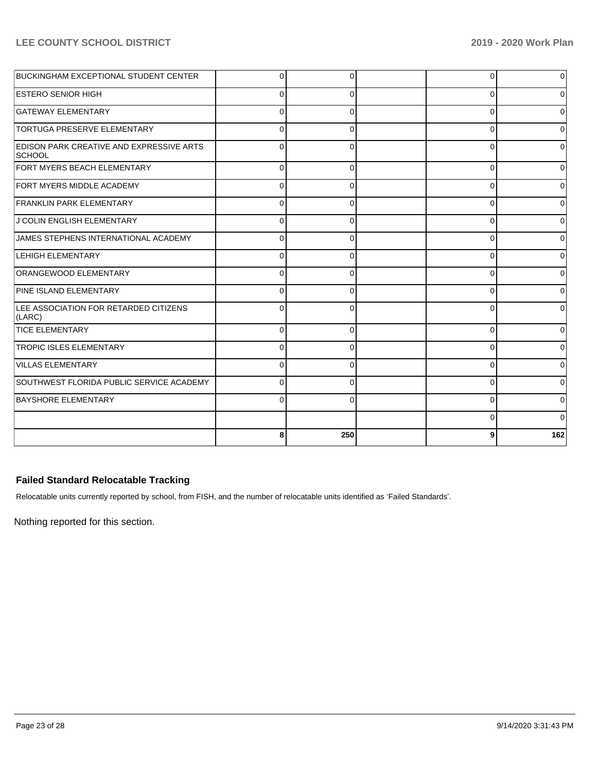| | | | | | |
|---|---|---|---|---|---|
| BUCKINGHAM EXCEPTIONAL STUDENT CENTER | 0 | 0 | | 0 | 0 |
| ESTERO SENIOR HIGH | 0 | 0 | | 0 | 0 |
| GATEWAY ELEMENTARY | 0 | 0 | | 0 | 0 |
| TORTUGA PRESERVE ELEMENTARY | 0 | 0 | | 0 | 0 |
| EDISON PARK CREATIVE AND EXPRESSIVE ARTS SCHOOL | 0 | 0 | | 0 | 0 |
| FORT MYERS BEACH ELEMENTARY | 0 | 0 | | 0 | 0 |
| FORT MYERS MIDDLE ACADEMY | 0 | 0 | | 0 | 0 |
| FRANKLIN PARK ELEMENTARY | 0 | 0 | | 0 | 0 |
| J COLIN ENGLISH ELEMENTARY | 0 | 0 | | 0 | 0 |
| JAMES STEPHENS INTERNATIONAL ACADEMY | 0 | 0 | | 0 | 0 |
| LEHIGH ELEMENTARY | 0 | 0 | | 0 | 0 |
| ORANGEWOOD ELEMENTARY | 0 | 0 | | 0 | 0 |
| PINE ISLAND ELEMENTARY | 0 | 0 | | 0 | 0 |
| LEE ASSOCIATION FOR RETARDED CITIZENS (LARC) | 0 | 0 | | 0 | 0 |
| TICE ELEMENTARY | 0 | 0 | | 0 | 0 |
| TROPIC ISLES ELEMENTARY | 0 | 0 | | 0 | 0 |
| VILLAS ELEMENTARY | 0 | 0 | | 0 | 0 |
| SOUTHWEST FLORIDA PUBLIC SERVICE ACADEMY | 0 | 0 | | 0 | 0 |
| BAYSHORE ELEMENTARY | 0 | 0 | | 0 | 0 |
| | | | | 0 | 0 |
| | **8** | **250** | | **9** | **162** |

### Failed Standard Relocatable Tracking

Relocatable units currently reported by school, from FISH, and the number of relocatable units identified as 'Failed Standards'.

Nothing reported for this section.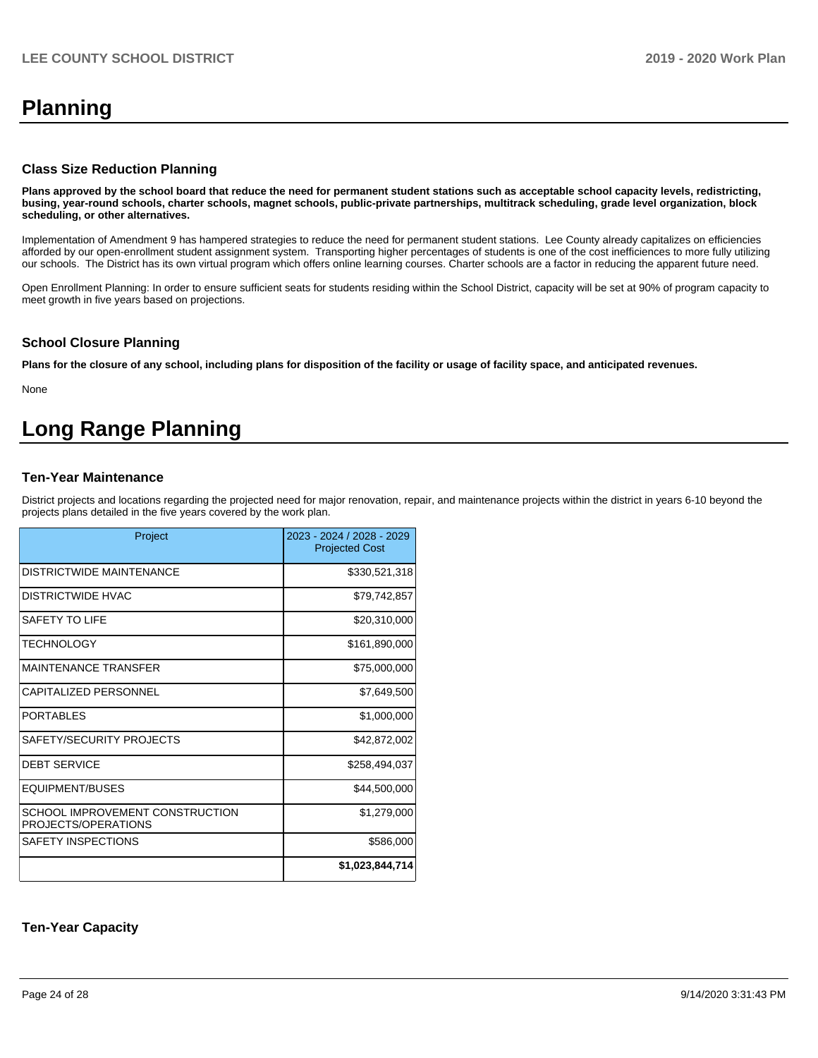# Planning

### Class Size Reduction Planning

**Plans approved by the school board that reduce the need for permanent student stations such as acceptable school capacity levels, redistricting, busing, year-round schools, charter schools, magnet schools, public-private partnerships, multitrack scheduling, grade level organization, block scheduling, or other alternatives.**

Implementation of Amendment 9 has hampered strategies to reduce the need for permanent student stations. Lee County already capitalizes on efficiencies afforded by our open-enrollment student assignment system. Transporting higher percentages of students is one of the cost inefficiences to more fully utilizing our schools. The District has its own virtual program which offers online learning courses. Charter schools are a factor in reducing the apparent future need.

Open Enrollment Planning: In order to ensure sufficient seats for students residing within the School District, capacity will be set at 90% of program capacity to meet growth in five years based on projections.

### School Closure Planning

**Plans for the closure of any school, including plans for disposition of the facility or usage of facility space, and anticipated revenues.**

None

# Long Range Planning

### Ten-Year Maintenance

District projects and locations regarding the projected need for major renovation, repair, and maintenance projects within the district in years 6-10 beyond the projects plans detailed in the five years covered by the work plan.

| Project | 2023 - 2024 / 2028 - 2029 Projected Cost |
|---|---|
| DISTRICTWIDE MAINTENANCE | $330,521,318 |
| DISTRICTWIDE HVAC | $79,742,857 |
| SAFETY TO LIFE | $20,310,000 |
| TECHNOLOGY | $161,890,000 |
| MAINTENANCE TRANSFER | $75,000,000 |
| CAPITALIZED PERSONNEL | $7,649,500 |
| PORTABLES | $1,000,000 |
| SAFETY/SECURITY PROJECTS | $42,872,002 |
| DEBT SERVICE | $258,494,037 |
| EQUIPMENT/BUSES | $44,500,000 |
| SCHOOL IMPROVEMENT CONSTRUCTION PROJECTS/OPERATIONS | $1,279,000 |
| SAFETY INSPECTIONS | $586,000 |
| | **$1,023,844,714** |

### Ten-Year Capacity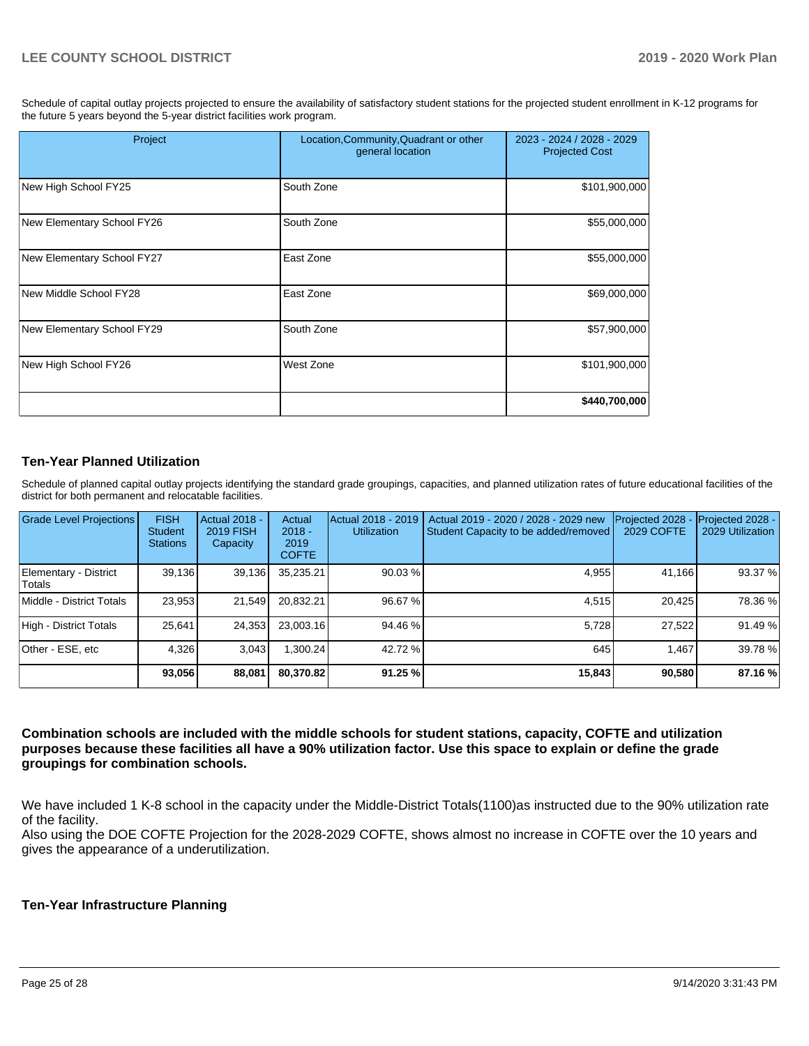Schedule of capital outlay projects projected to ensure the availability of satisfactory student stations for the projected student enrollment in K-12 programs for the future 5 years beyond the 5-year district facilities work program.

| Project | Location,Community,Quadrant or other general location | 2023 - 2024 / 2028 - 2029 Projected Cost |
|---|---|---|
| New High School FY25 | South Zone | $101,900,000 |
| New Elementary School FY26 | South Zone | $55,000,000 |
| New Elementary School FY27 | East Zone | $55,000,000 |
| New Middle School FY28 | East Zone | $69,000,000 |
| New Elementary School FY29 | South Zone | $57,900,000 |
| New High School FY26 | West Zone | $101,900,000 |
| | | **$440,700,000** |

## Ten-Year Planned Utilization

Schedule of planned capital outlay projects identifying the standard grade groupings, capacities, and planned utilization rates of future educational facilities of the district for both permanent and relocatable facilities.

| Grade Level Projections | FISH Student Stations | Actual 2018 - 2019 FISH Capacity | Actual 2018 - 2019 COFTE | Actual 2018 - 2019 Utilization | Actual 2019 - 2020 / 2028 - 2029 new Student Capacity to be added/removed | Projected 2028 - 2029 COFTE | Projected 2028 - 2029 Utilization |
|---|---|---|---|---|---|---|---|
| Elementary - District Totals | 39,136 | 39,136 | 35,235.21 | 90.03 % | 4,955 | 41,166 | 93.37 % |
| Middle - District Totals | 23,953 | 21,549 | 20,832.21 | 96.67 % | 4,515 | 20,425 | 78.36 % |
| High - District Totals | 25,641 | 24,353 | 23,003.16 | 94.46 % | 5,728 | 27,522 | 91.49 % |
| Other - ESE, etc | 4,326 | 3,043 | 1,300.24 | 42.72 % | 645 | 1,467 | 39.78 % |
| | **93,056** | **88,081** | **80,370.82** | **91.25 %** | **15,843** | **90,580** | **87.16 %** |

**Combination schools are included with the middle schools for student stations, capacity, COFTE and utilization purposes because these facilities all have a 90% utilization factor. Use this space to explain or define the grade groupings for combination schools.**

We have included 1 K-8 school in the capacity under the Middle-District Totals(1100)as instructed due to the 90% utilization rate of the facility.
Also using the DOE COFTE Projection for the 2028-2029 COFTE, shows almost no increase in COFTE over the 10 years and gives the appearance of a underutilization.

## Ten-Year Infrastructure Planning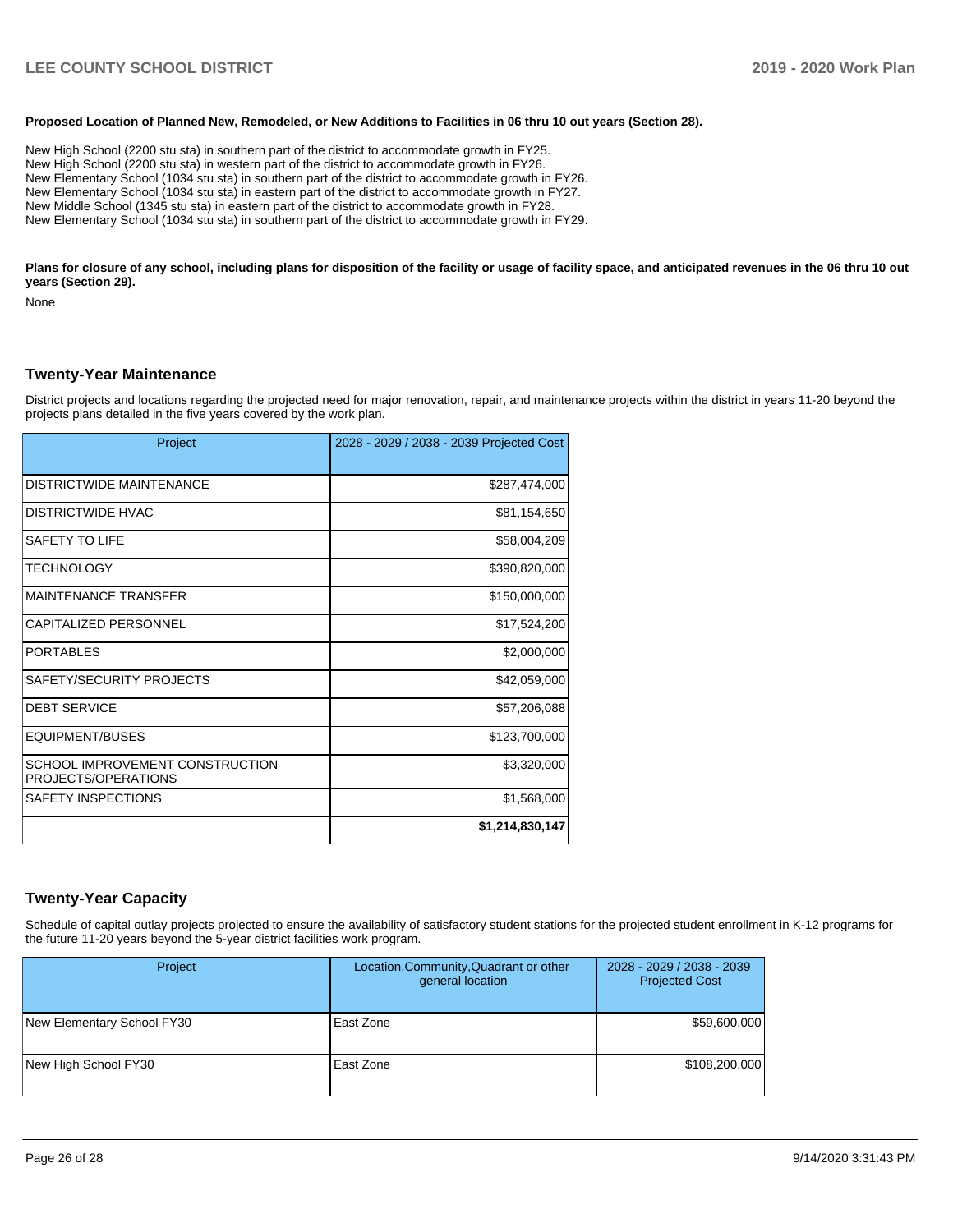**Proposed Location of Planned New, Remodeled, or New Additions to Facilities in 06 thru 10 out years (Section 28).**

New High School (2200 stu sta) in southern part of the district to accommodate growth in FY25.
New High School (2200 stu sta) in western part of the district to accommodate growth in FY26.
New Elementary School (1034 stu sta) in southern part of the district to accommodate growth in FY26.
New Elementary School (1034 stu sta) in eastern part of the district to accommodate growth in FY27.
New Middle School (1345 stu sta) in eastern part of the district to accommodate growth in FY28.
New Elementary School (1034 stu sta) in southern part of the district to accommodate growth in FY29.

**Plans for closure of any school, including plans for disposition of the facility or usage of facility space, and anticipated revenues in the 06 thru 10 out years (Section 29).**

None

## Twenty-Year Maintenance

District projects and locations regarding the projected need for major renovation, repair, and maintenance projects within the district in years 11-20 beyond the projects plans detailed in the five years covered by the work plan.

| Project | 2028 - 2029 / 2038 - 2039 Projected Cost |
|---|---|
| DISTRICTWIDE MAINTENANCE | $287,474,000 |
| DISTRICTWIDE HVAC | $81,154,650 |
| SAFETY TO LIFE | $58,004,209 |
| TECHNOLOGY | $390,820,000 |
| MAINTENANCE TRANSFER | $150,000,000 |
| CAPITALIZED PERSONNEL | $17,524,200 |
| PORTABLES | $2,000,000 |
| SAFETY/SECURITY PROJECTS | $42,059,000 |
| DEBT SERVICE | $57,206,088 |
| EQUIPMENT/BUSES | $123,700,000 |
| SCHOOL IMPROVEMENT CONSTRUCTION PROJECTS/OPERATIONS | $3,320,000 |
| SAFETY INSPECTIONS | $1,568,000 |
| | **$1,214,830,147** |

## Twenty-Year Capacity

Schedule of capital outlay projects projected to ensure the availability of satisfactory student stations for the projected student enrollment in K-12 programs for the future 11-20 years beyond the 5-year district facilities work program.

| Project | Location,Community,Quadrant or other general location | 2028 - 2029 / 2038 - 2039 Projected Cost |
|---|---|---|
| New Elementary School FY30 | East Zone | $59,600,000 |
| New High School FY30 | East Zone | $108,200,000 |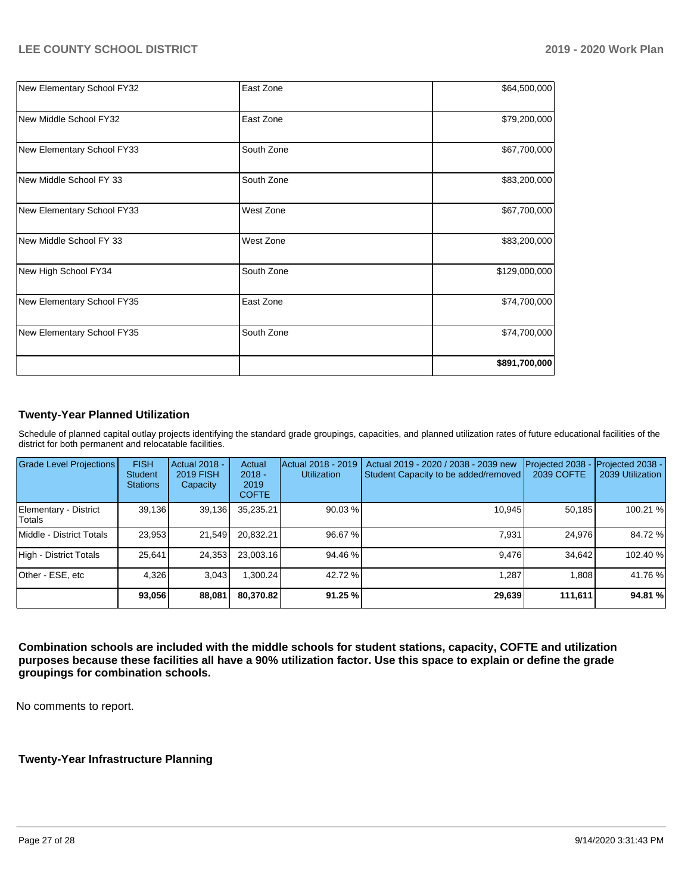| | | |
|---|---|---|
| New Elementary School FY32 | East Zone | $64,500,000 |
| New Middle School FY32 | East Zone | $79,200,000 |
| New Elementary School FY33 | South Zone | $67,700,000 |
| New Middle School FY 33 | South Zone | $83,200,000 |
| New Elementary School FY33 | West Zone | $67,700,000 |
| New Middle School FY 33 | West Zone | $83,200,000 |
| New High School FY34 | South Zone | $129,000,000 |
| New Elementary School FY35 | East Zone | $74,700,000 |
| New Elementary School FY35 | South Zone | $74,700,000 |
| | | **$891,700,000** |

### Twenty-Year Planned Utilization

Schedule of planned capital outlay projects identifying the standard grade groupings, capacities, and planned utilization rates of future educational facilities of the district for both permanent and relocatable facilities.

| Grade Level Projections | FISH Student Stations | Actual 2018 - 2019 FISH Capacity | Actual 2018 - 2019 COFTE | Actual 2018 - 2019 Utilization | Actual 2019 - 2020 / 2038 - 2039 new Student Capacity to be added/removed | Projected 2038 - 2039 COFTE | Projected 2038 - 2039 Utilization |
|---|---|---|---|---|---|---|---|
| Elementary - District Totals | 39,136 | 39,136 | 35,235.21 | 90.03 % | 10,945 | 50,185 | 100.21 % |
| Middle - District Totals | 23,953 | 21,549 | 20,832.21 | 96.67 % | 7,931 | 24,976 | 84.72 % |
| High - District Totals | 25,641 | 24,353 | 23,003.16 | 94.46 % | 9,476 | 34,642 | 102.40 % |
| Other - ESE, etc | 4,326 | 3,043 | 1,300.24 | 42.72 % | 1,287 | 1,808 | 41.76 % |
| | **93,056** | **88,081** | **80,370.82** | **91.25 %** | **29,639** | **111,611** | **94.81 %** |

**Combination schools are included with the middle schools for student stations, capacity, COFTE and utilization purposes because these facilities all have a 90% utilization factor. Use this space to explain or define the grade groupings for combination schools.**

No comments to report.

### Twenty-Year Infrastructure Planning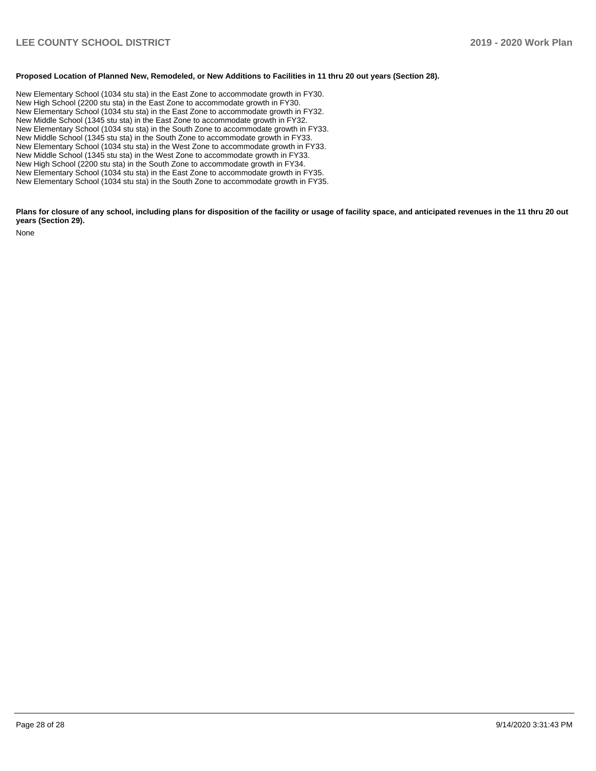**Proposed Location of Planned New, Remodeled, or New Additions to Facilities in 11 thru 20 out years (Section 28).**

New Elementary School (1034 stu sta) in the East Zone to accommodate growth in FY30.
New High School (2200 stu sta) in the East Zone to accommodate growth in FY30.
New Elementary School (1034 stu sta) in the East Zone to accommodate growth in FY32.
New Middle School (1345 stu sta) in the East Zone to accommodate growth in FY32.
New Elementary School (1034 stu sta) in the South Zone to accommodate growth in FY33.
New Middle School (1345 stu sta) in the South Zone to accommodate growth in FY33.
New Elementary School (1034 stu sta) in the West Zone to accommodate growth in FY33.
New Middle School (1345 stu sta) in the West Zone to accommodate growth in FY33.
New High School (2200 stu sta) in the South Zone to accommodate growth in FY34.
New Elementary School (1034 stu sta) in the East Zone to accommodate growth in FY35.
New Elementary School (1034 stu sta) in the South Zone to accommodate growth in FY35.

**Plans for closure of any school, including plans for disposition of the facility or usage of facility space, and anticipated revenues in the 11 thru 20 out years (Section 29).**

None